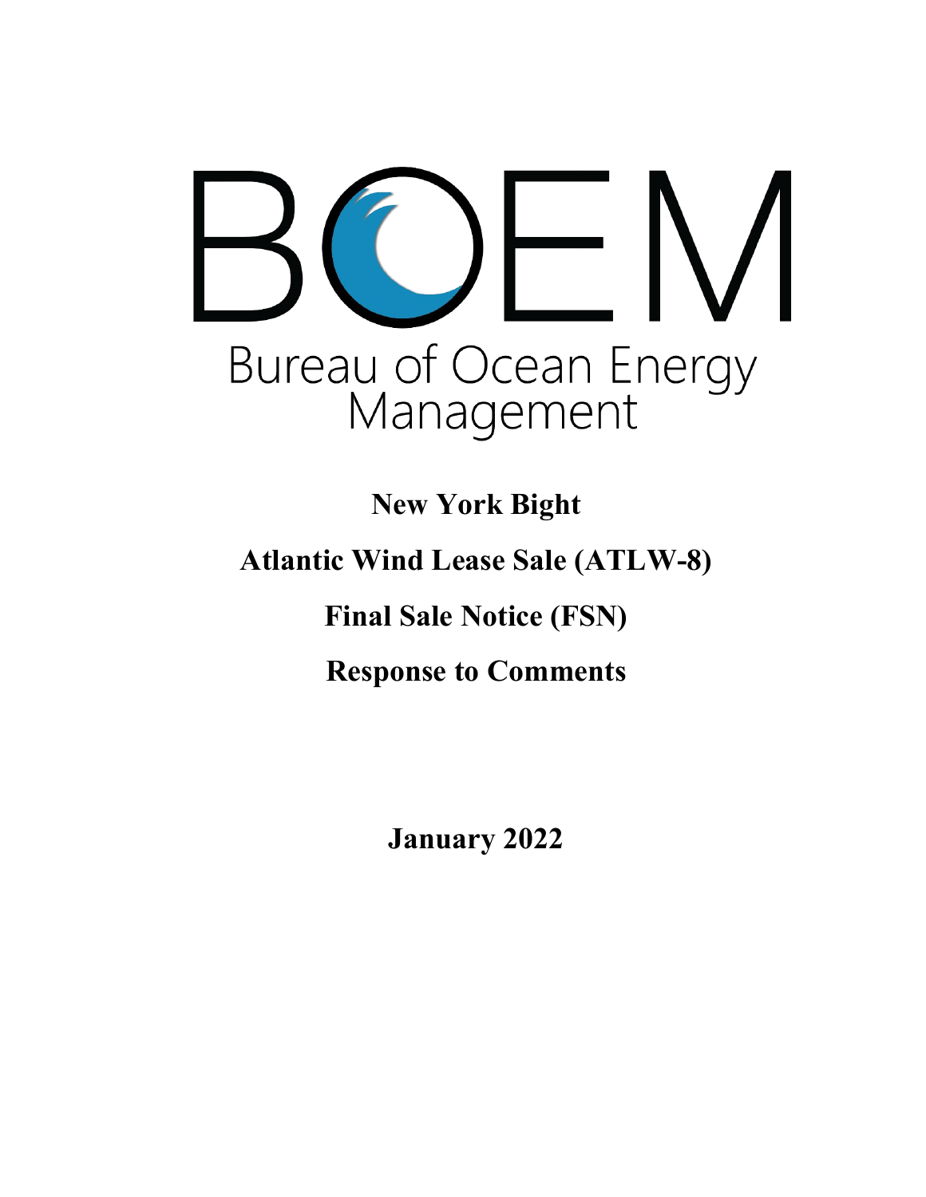BOEM

Bureau of Ocean Energy Management

# New York Bight

# Atlantic Wind Lease Sale (ATLW-8)

# Final Sale Notice (FSN)

# Response to Comments

**January 2022**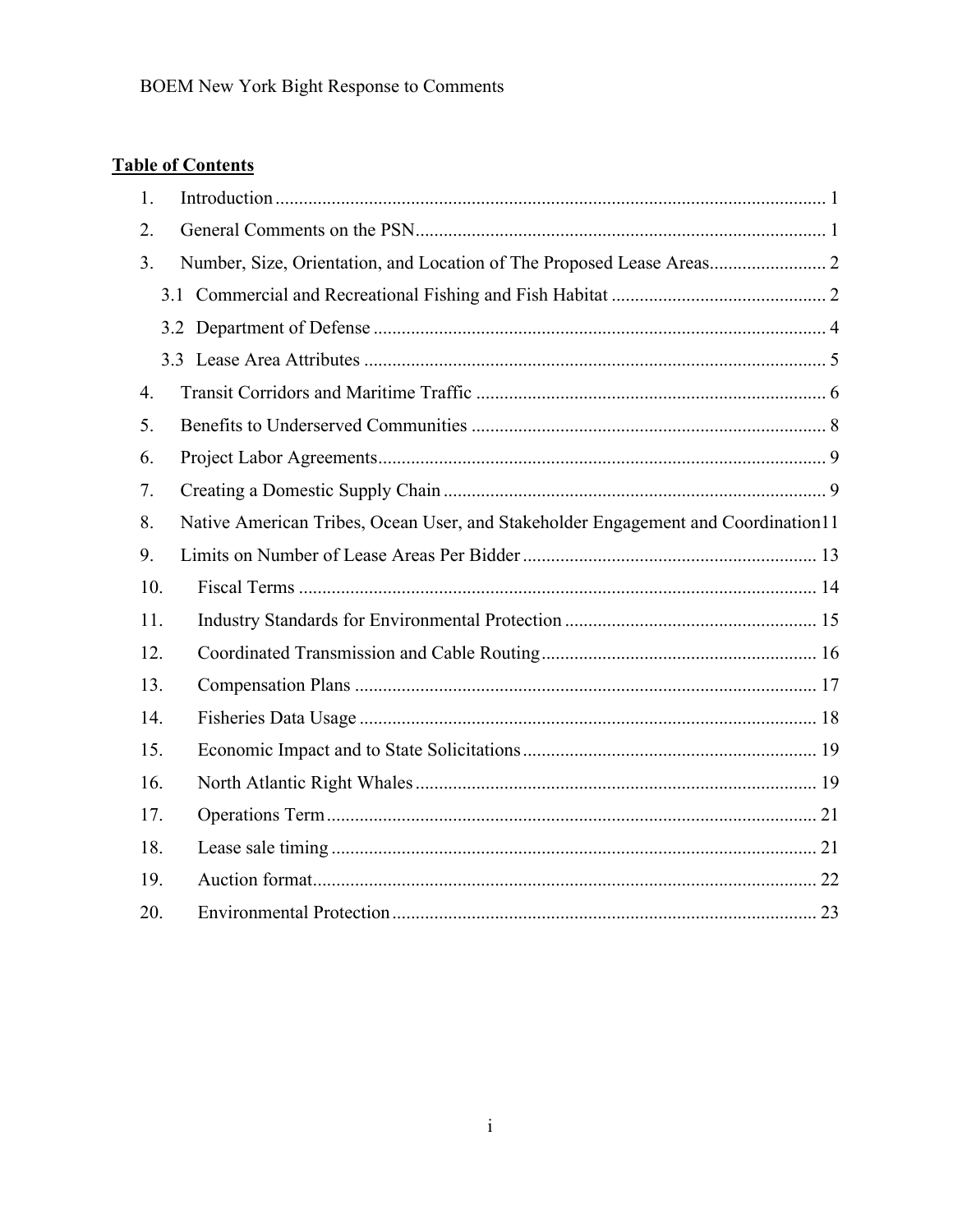**Table of Contents**

1. Introduction ..... 1
2. General Comments on the PSN ..... 1
3. Number, Size, Orientation, and Location of The Proposed Lease Areas ..... 2
   - 3.1 Commercial and Recreational Fishing and Fish Habitat ..... 2
   - 3.2 Department of Defense ..... 4
   - 3.3 Lease Area Attributes ..... 5
4. Transit Corridors and Maritime Traffic ..... 6
5. Benefits to Underserved Communities ..... 8
6. Project Labor Agreements ..... 9
7. Creating a Domestic Supply Chain ..... 9
8. Native American Tribes, Ocean User, and Stakeholder Engagement and Coordination ..... 11
9. Limits on Number of Lease Areas Per Bidder ..... 13
10. Fiscal Terms ..... 14
11. Industry Standards for Environmental Protection ..... 15
12. Coordinated Transmission and Cable Routing ..... 16
13. Compensation Plans ..... 17
14. Fisheries Data Usage ..... 18
15. Economic Impact and to State Solicitations ..... 19
16. North Atlantic Right Whales ..... 19
17. Operations Term ..... 21
18. Lease sale timing ..... 21
19. Auction format ..... 22
20. Environmental Protection ..... 23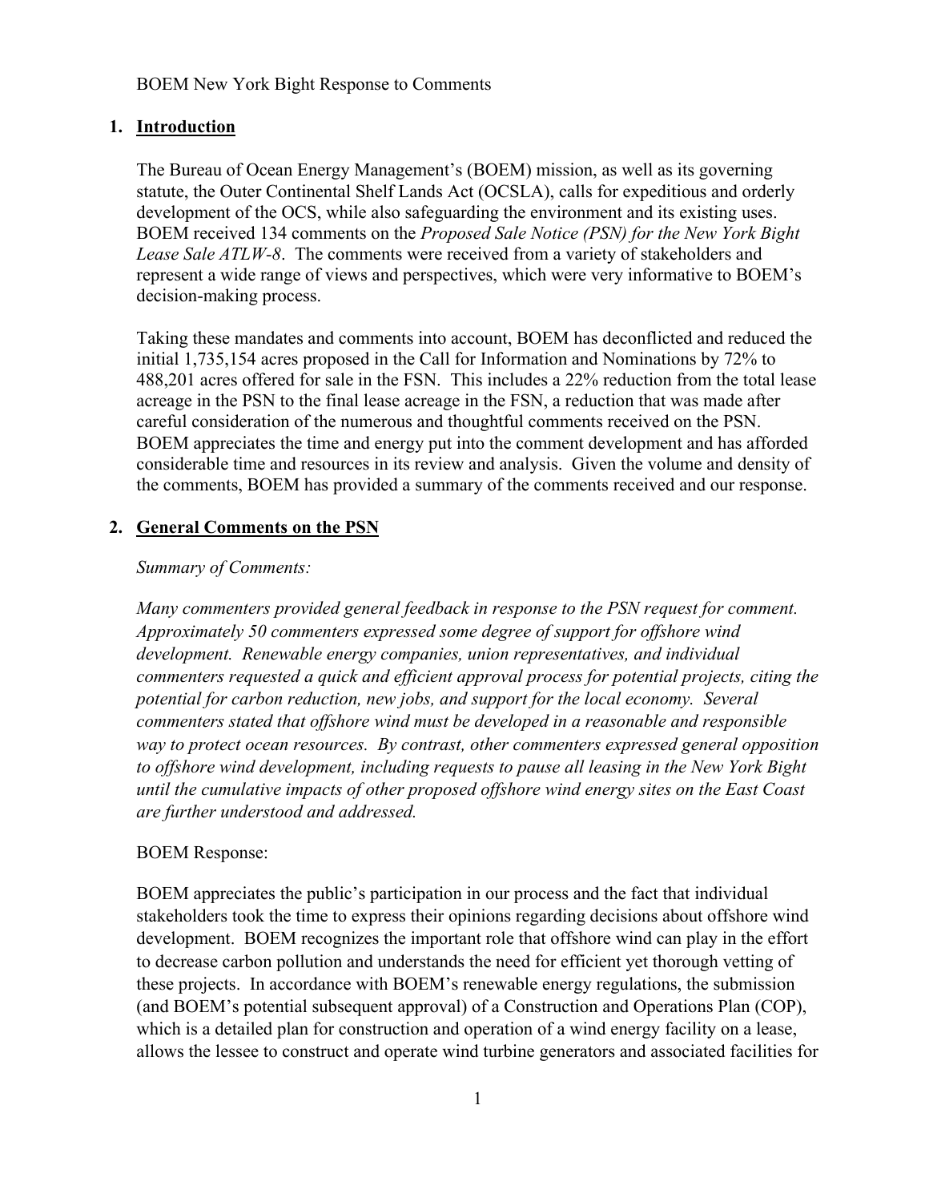BOEM New York Bight Response to Comments

## 1. Introduction

The Bureau of Ocean Energy Management's (BOEM) mission, as well as its governing statute, the Outer Continental Shelf Lands Act (OCSLA), calls for expeditious and orderly development of the OCS, while also safeguarding the environment and its existing uses. BOEM received 134 comments on the *Proposed Sale Notice (PSN) for the New York Bight Lease Sale ATLW-8*. The comments were received from a variety of stakeholders and represent a wide range of views and perspectives, which were very informative to BOEM's decision-making process.

Taking these mandates and comments into account, BOEM has deconflicted and reduced the initial 1,735,154 acres proposed in the Call for Information and Nominations by 72% to 488,201 acres offered for sale in the FSN. This includes a 22% reduction from the total lease acreage in the PSN to the final lease acreage in the FSN, a reduction that was made after careful consideration of the numerous and thoughtful comments received on the PSN. BOEM appreciates the time and energy put into the comment development and has afforded considerable time and resources in its review and analysis. Given the volume and density of the comments, BOEM has provided a summary of the comments received and our response.

## 2. General Comments on the PSN

*Summary of Comments:*

*Many commenters provided general feedback in response to the PSN request for comment. Approximately 50 commenters expressed some degree of support for offshore wind development. Renewable energy companies, union representatives, and individual commenters requested a quick and efficient approval process for potential projects, citing the potential for carbon reduction, new jobs, and support for the local economy. Several commenters stated that offshore wind must be developed in a reasonable and responsible way to protect ocean resources. By contrast, other commenters expressed general opposition to offshore wind development, including requests to pause all leasing in the New York Bight until the cumulative impacts of other proposed offshore wind energy sites on the East Coast are further understood and addressed.*

BOEM Response:

BOEM appreciates the public's participation in our process and the fact that individual stakeholders took the time to express their opinions regarding decisions about offshore wind development. BOEM recognizes the important role that offshore wind can play in the effort to decrease carbon pollution and understands the need for efficient yet thorough vetting of these projects. In accordance with BOEM's renewable energy regulations, the submission (and BOEM's potential subsequent approval) of a Construction and Operations Plan (COP), which is a detailed plan for construction and operation of a wind energy facility on a lease, allows the lessee to construct and operate wind turbine generators and associated facilities for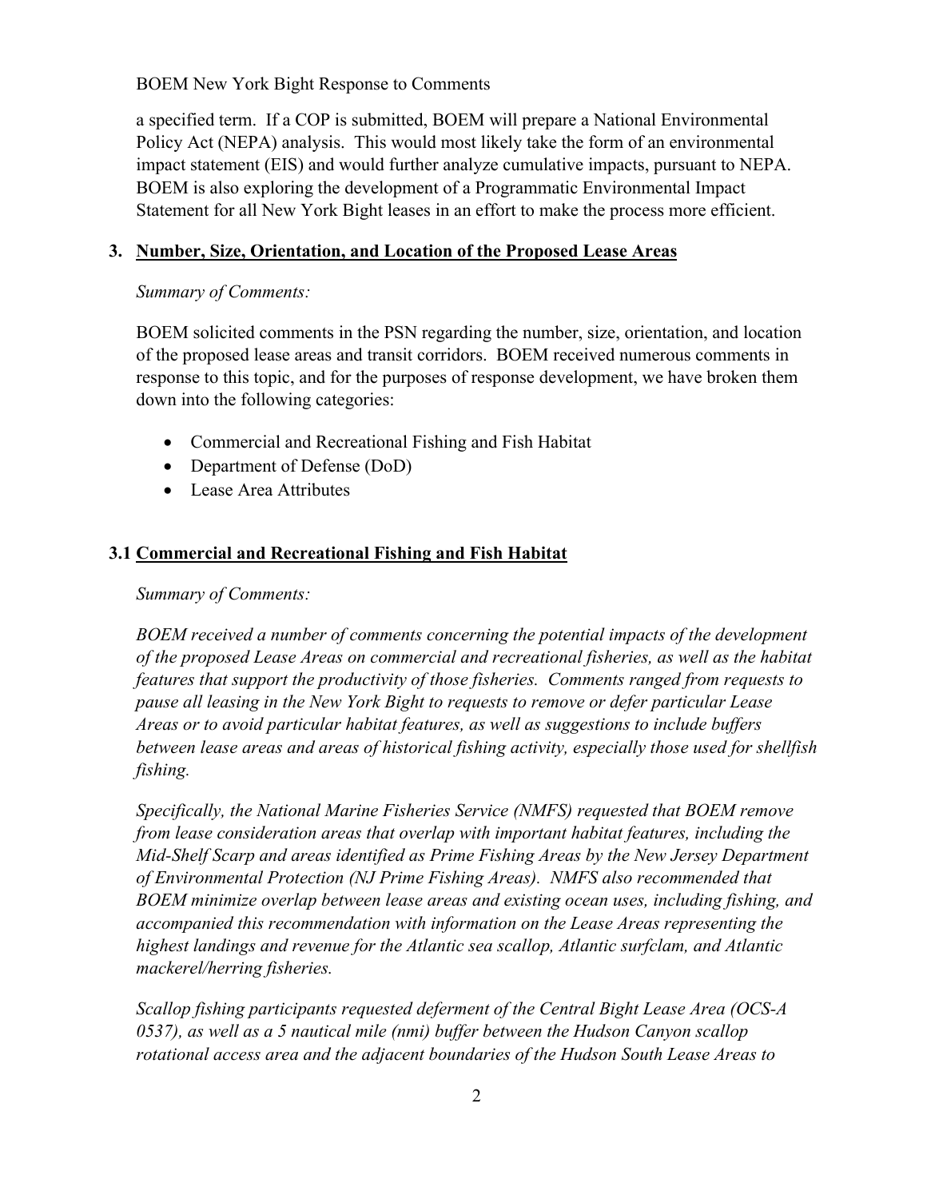a specified term. If a COP is submitted, BOEM will prepare a National Environmental Policy Act (NEPA) analysis. This would most likely take the form of an environmental impact statement (EIS) and would further analyze cumulative impacts, pursuant to NEPA. BOEM is also exploring the development of a Programmatic Environmental Impact Statement for all New York Bight leases in an effort to make the process more efficient.

## 3. Number, Size, Orientation, and Location of the Proposed Lease Areas

*Summary of Comments:*

BOEM solicited comments in the PSN regarding the number, size, orientation, and location of the proposed lease areas and transit corridors. BOEM received numerous comments in response to this topic, and for the purposes of response development, we have broken them down into the following categories:

- Commercial and Recreational Fishing and Fish Habitat
- Department of Defense (DoD)
- Lease Area Attributes

### 3.1 Commercial and Recreational Fishing and Fish Habitat

*Summary of Comments:*

*BOEM received a number of comments concerning the potential impacts of the development of the proposed Lease Areas on commercial and recreational fisheries, as well as the habitat features that support the productivity of those fisheries. Comments ranged from requests to pause all leasing in the New York Bight to requests to remove or defer particular Lease Areas or to avoid particular habitat features, as well as suggestions to include buffers between lease areas and areas of historical fishing activity, especially those used for shellfish fishing.*

*Specifically, the National Marine Fisheries Service (NMFS) requested that BOEM remove from lease consideration areas that overlap with important habitat features, including the Mid-Shelf Scarp and areas identified as Prime Fishing Areas by the New Jersey Department of Environmental Protection (NJ Prime Fishing Areas). NMFS also recommended that BOEM minimize overlap between lease areas and existing ocean uses, including fishing, and accompanied this recommendation with information on the Lease Areas representing the highest landings and revenue for the Atlantic sea scallop, Atlantic surfclam, and Atlantic mackerel/herring fisheries.*

*Scallop fishing participants requested deferment of the Central Bight Lease Area (OCS-A 0537), as well as a 5 nautical mile (nmi) buffer between the Hudson Canyon scallop rotational access area and the adjacent boundaries of the Hudson South Lease Areas to*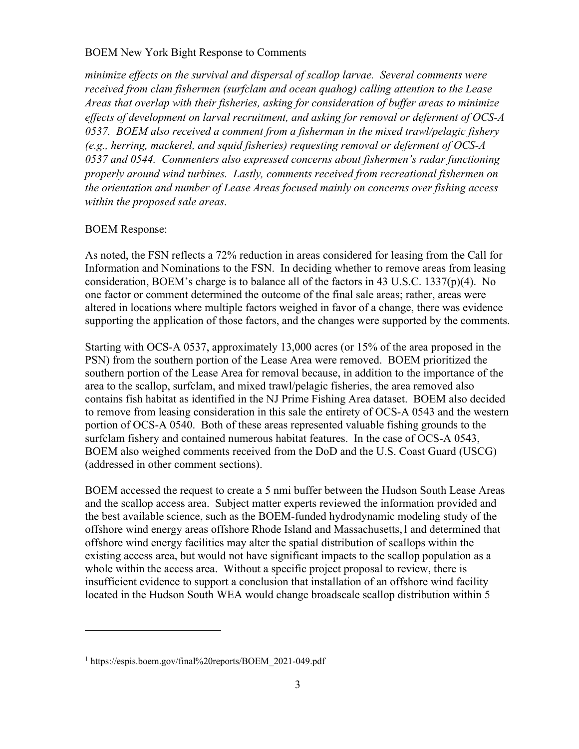*minimize effects on the survival and dispersal of scallop larvae. Several comments were received from clam fishermen (surfclam and ocean quahog) calling attention to the Lease Areas that overlap with their fisheries, asking for consideration of buffer areas to minimize effects of development on larval recruitment, and asking for removal or deferment of OCS-A 0537. BOEM also received a comment from a fisherman in the mixed trawl/pelagic fishery (e.g., herring, mackerel, and squid fisheries) requesting removal or deferment of OCS-A 0537 and 0544. Commenters also expressed concerns about fishermen's radar functioning properly around wind turbines. Lastly, comments received from recreational fishermen on the orientation and number of Lease Areas focused mainly on concerns over fishing access within the proposed sale areas.*

BOEM Response:

As noted, the FSN reflects a 72% reduction in areas considered for leasing from the Call for Information and Nominations to the FSN. In deciding whether to remove areas from leasing consideration, BOEM's charge is to balance all of the factors in 43 U.S.C. 1337(p)(4). No one factor or comment determined the outcome of the final sale areas; rather, areas were altered in locations where multiple factors weighed in favor of a change, there was evidence supporting the application of those factors, and the changes were supported by the comments.

Starting with OCS-A 0537, approximately 13,000 acres (or 15% of the area proposed in the PSN) from the southern portion of the Lease Area were removed. BOEM prioritized the southern portion of the Lease Area for removal because, in addition to the importance of the area to the scallop, surfclam, and mixed trawl/pelagic fisheries, the area removed also contains fish habitat as identified in the NJ Prime Fishing Area dataset. BOEM also decided to remove from leasing consideration in this sale the entirety of OCS-A 0543 and the western portion of OCS-A 0540. Both of these areas represented valuable fishing grounds to the surfclam fishery and contained numerous habitat features. In the case of OCS-A 0543, BOEM also weighed comments received from the DoD and the U.S. Coast Guard (USCG) (addressed in other comment sections).

BOEM accessed the request to create a 5 nmi buffer between the Hudson South Lease Areas and the scallop access area. Subject matter experts reviewed the information provided and the best available science, such as the BOEM-funded hydrodynamic modeling study of the offshore wind energy areas offshore Rhode Island and Massachusetts,[1] and determined that offshore wind energy facilities may alter the spatial distribution of scallops within the existing access area, but would not have significant impacts to the scallop population as a whole within the access area. Without a specific project proposal to review, there is insufficient evidence to support a conclusion that installation of an offshore wind facility located in the Hudson South WEA would change broadscale scallop distribution within 5

[1] https://espis.boem.gov/final%20reports/BOEM_2021-049.pdf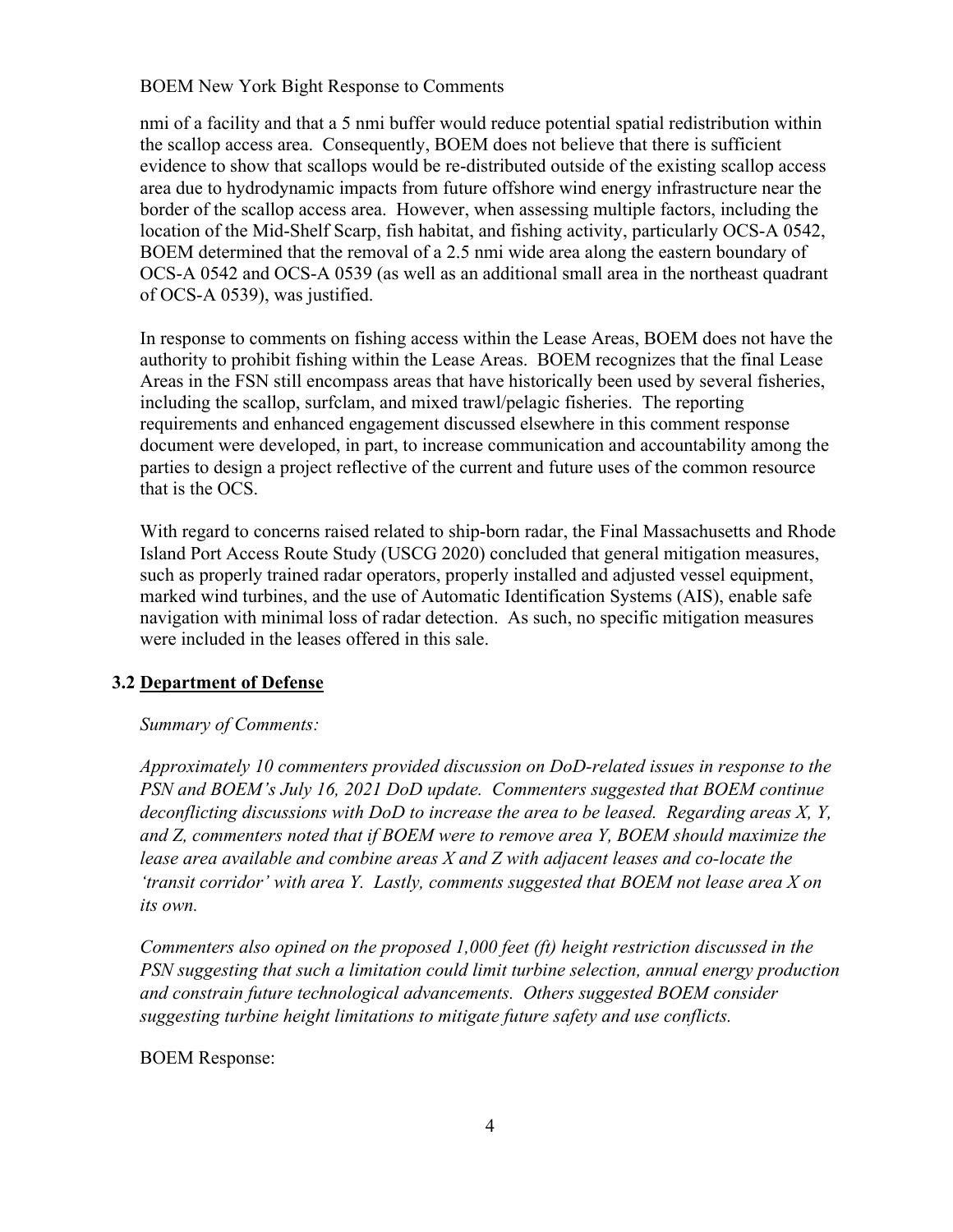nmi of a facility and that a 5 nmi buffer would reduce potential spatial redistribution within the scallop access area. Consequently, BOEM does not believe that there is sufficient evidence to show that scallops would be re-distributed outside of the existing scallop access area due to hydrodynamic impacts from future offshore wind energy infrastructure near the border of the scallop access area. However, when assessing multiple factors, including the location of the Mid-Shelf Scarp, fish habitat, and fishing activity, particularly OCS-A 0542, BOEM determined that the removal of a 2.5 nmi wide area along the eastern boundary of OCS-A 0542 and OCS-A 0539 (as well as an additional small area in the northeast quadrant of OCS-A 0539), was justified.

In response to comments on fishing access within the Lease Areas, BOEM does not have the authority to prohibit fishing within the Lease Areas. BOEM recognizes that the final Lease Areas in the FSN still encompass areas that have historically been used by several fisheries, including the scallop, surfclam, and mixed trawl/pelagic fisheries. The reporting requirements and enhanced engagement discussed elsewhere in this comment response document were developed, in part, to increase communication and accountability among the parties to design a project reflective of the current and future uses of the common resource that is the OCS.

With regard to concerns raised related to ship-born radar, the Final Massachusetts and Rhode Island Port Access Route Study (USCG 2020) concluded that general mitigation measures, such as properly trained radar operators, properly installed and adjusted vessel equipment, marked wind turbines, and the use of Automatic Identification Systems (AIS), enable safe navigation with minimal loss of radar detection. As such, no specific mitigation measures were included in the leases offered in this sale.

## 3.2 Department of Defense

*Summary of Comments:*

*Approximately 10 commenters provided discussion on DoD-related issues in response to the PSN and BOEM's July 16, 2021 DoD update. Commenters suggested that BOEM continue deconflicting discussions with DoD to increase the area to be leased. Regarding areas X, Y, and Z, commenters noted that if BOEM were to remove area Y, BOEM should maximize the lease area available and combine areas X and Z with adjacent leases and co-locate the 'transit corridor' with area Y. Lastly, comments suggested that BOEM not lease area X on its own.*

*Commenters also opined on the proposed 1,000 feet (ft) height restriction discussed in the PSN suggesting that such a limitation could limit turbine selection, annual energy production and constrain future technological advancements. Others suggested BOEM consider suggesting turbine height limitations to mitigate future safety and use conflicts.*

BOEM Response: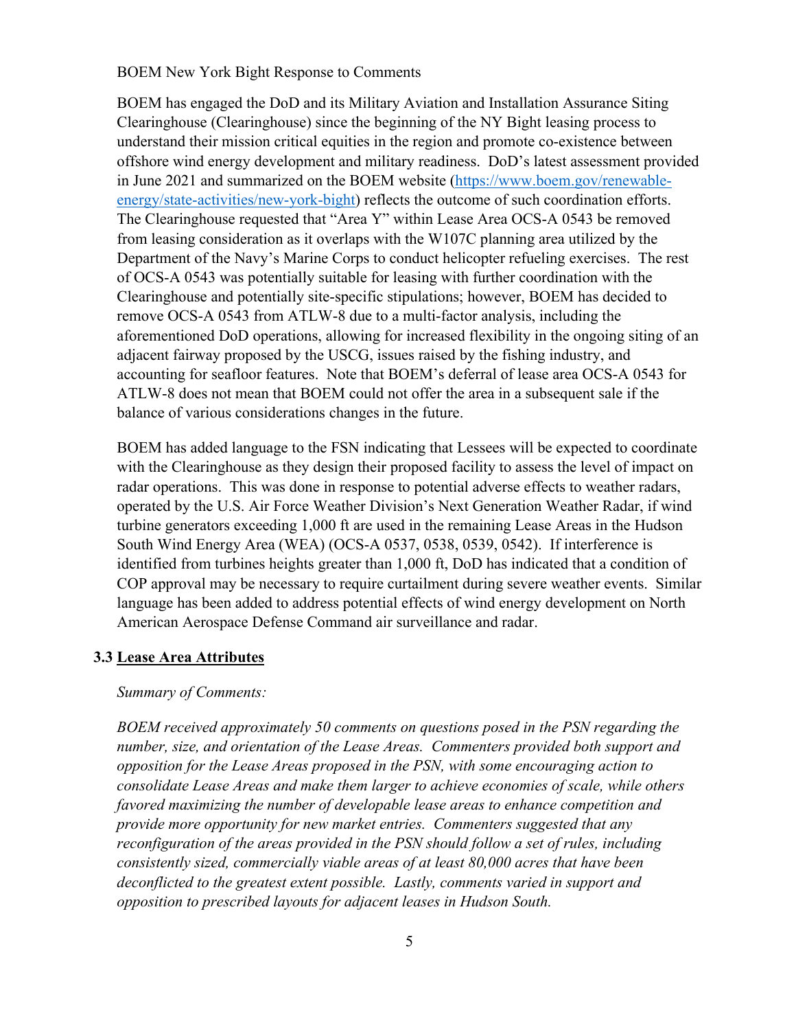BOEM has engaged the DoD and its Military Aviation and Installation Assurance Siting Clearinghouse (Clearinghouse) since the beginning of the NY Bight leasing process to understand their mission critical equities in the region and promote co-existence between offshore wind energy development and military readiness. DoD's latest assessment provided in June 2021 and summarized on the BOEM website ([https://www.boem.gov/renewable-energy/state-activities/new-york-bight](https://www.boem.gov/renewable-energy/state-activities/new-york-bight)) reflects the outcome of such coordination efforts. The Clearinghouse requested that "Area Y" within Lease Area OCS-A 0543 be removed from leasing consideration as it overlaps with the W107C planning area utilized by the Department of the Navy's Marine Corps to conduct helicopter refueling exercises. The rest of OCS-A 0543 was potentially suitable for leasing with further coordination with the Clearinghouse and potentially site-specific stipulations; however, BOEM has decided to remove OCS-A 0543 from ATLW-8 due to a multi-factor analysis, including the aforementioned DoD operations, allowing for increased flexibility in the ongoing siting of an adjacent fairway proposed by the USCG, issues raised by the fishing industry, and accounting for seafloor features. Note that BOEM's deferral of lease area OCS-A 0543 for ATLW-8 does not mean that BOEM could not offer the area in a subsequent sale if the balance of various considerations changes in the future.

BOEM has added language to the FSN indicating that Lessees will be expected to coordinate with the Clearinghouse as they design their proposed facility to assess the level of impact on radar operations. This was done in response to potential adverse effects to weather radars, operated by the U.S. Air Force Weather Division's Next Generation Weather Radar, if wind turbine generators exceeding 1,000 ft are used in the remaining Lease Areas in the Hudson South Wind Energy Area (WEA) (OCS-A 0537, 0538, 0539, 0542). If interference is identified from turbines heights greater than 1,000 ft, DoD has indicated that a condition of COP approval may be necessary to require curtailment during severe weather events. Similar language has been added to address potential effects of wind energy development on North American Aerospace Defense Command air surveillance and radar.

### 3.3 Lease Area Attributes

*Summary of Comments:*

*BOEM received approximately 50 comments on questions posed in the PSN regarding the number, size, and orientation of the Lease Areas. Commenters provided both support and opposition for the Lease Areas proposed in the PSN, with some encouraging action to consolidate Lease Areas and make them larger to achieve economies of scale, while others favored maximizing the number of developable lease areas to enhance competition and provide more opportunity for new market entries. Commenters suggested that any reconfiguration of the areas provided in the PSN should follow a set of rules, including consistently sized, commercially viable areas of at least 80,000 acres that have been deconflicted to the greatest extent possible. Lastly, comments varied in support and opposition to prescribed layouts for adjacent leases in Hudson South.*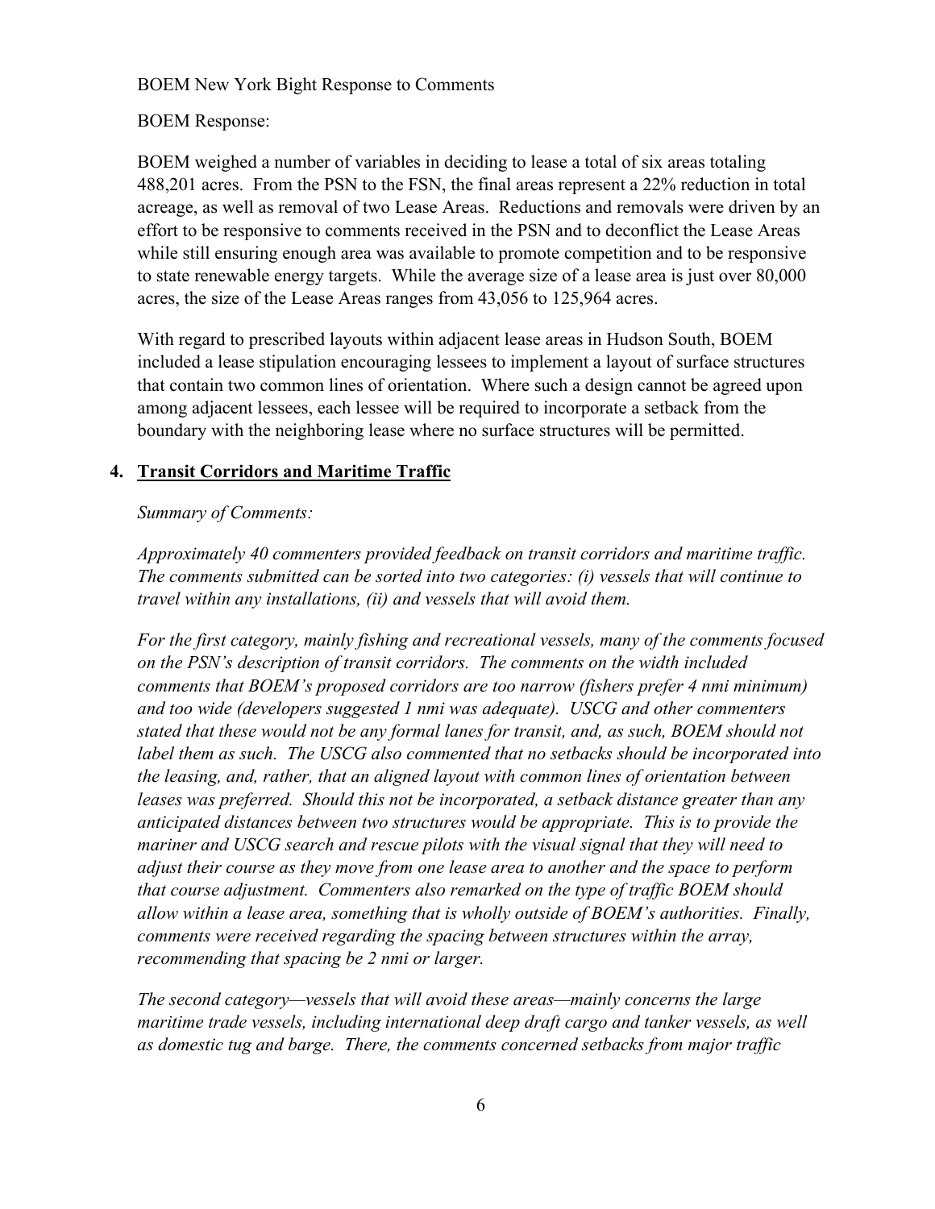BOEM Response:

BOEM weighed a number of variables in deciding to lease a total of six areas totaling 488,201 acres. From the PSN to the FSN, the final areas represent a 22% reduction in total acreage, as well as removal of two Lease Areas. Reductions and removals were driven by an effort to be responsive to comments received in the PSN and to deconflict the Lease Areas while still ensuring enough area was available to promote competition and to be responsive to state renewable energy targets. While the average size of a lease area is just over 80,000 acres, the size of the Lease Areas ranges from 43,056 to 125,964 acres.

With regard to prescribed layouts within adjacent lease areas in Hudson South, BOEM included a lease stipulation encouraging lessees to implement a layout of surface structures that contain two common lines of orientation. Where such a design cannot be agreed upon among adjacent lessees, each lessee will be required to incorporate a setback from the boundary with the neighboring lease where no surface structures will be permitted.

## 4. Transit Corridors and Maritime Traffic

*Summary of Comments:*

*Approximately 40 commenters provided feedback on transit corridors and maritime traffic. The comments submitted can be sorted into two categories: (i) vessels that will continue to travel within any installations, (ii) and vessels that will avoid them.*

*For the first category, mainly fishing and recreational vessels, many of the comments focused on the PSN's description of transit corridors. The comments on the width included comments that BOEM's proposed corridors are too narrow (fishers prefer 4 nmi minimum) and too wide (developers suggested 1 nmi was adequate). USCG and other commenters stated that these would not be any formal lanes for transit, and, as such, BOEM should not label them as such. The USCG also commented that no setbacks should be incorporated into the leasing, and, rather, that an aligned layout with common lines of orientation between leases was preferred. Should this not be incorporated, a setback distance greater than any anticipated distances between two structures would be appropriate. This is to provide the mariner and USCG search and rescue pilots with the visual signal that they will need to adjust their course as they move from one lease area to another and the space to perform that course adjustment. Commenters also remarked on the type of traffic BOEM should allow within a lease area, something that is wholly outside of BOEM's authorities. Finally, comments were received regarding the spacing between structures within the array, recommending that spacing be 2 nmi or larger.*

*The second category—vessels that will avoid these areas—mainly concerns the large maritime trade vessels, including international deep draft cargo and tanker vessels, as well as domestic tug and barge. There, the comments concerned setbacks from major traffic*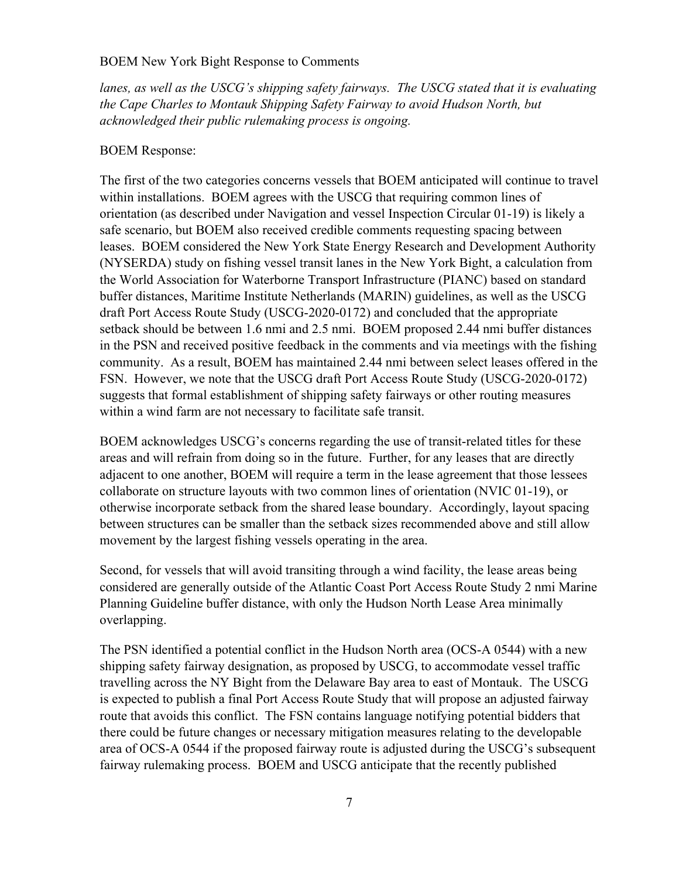*lanes, as well as the USCG's shipping safety fairways. The USCG stated that it is evaluating the Cape Charles to Montauk Shipping Safety Fairway to avoid Hudson North, but acknowledged their public rulemaking process is ongoing.*

BOEM Response:

The first of the two categories concerns vessels that BOEM anticipated will continue to travel within installations. BOEM agrees with the USCG that requiring common lines of orientation (as described under Navigation and vessel Inspection Circular 01-19) is likely a safe scenario, but BOEM also received credible comments requesting spacing between leases. BOEM considered the New York State Energy Research and Development Authority (NYSERDA) study on fishing vessel transit lanes in the New York Bight, a calculation from the World Association for Waterborne Transport Infrastructure (PIANC) based on standard buffer distances, Maritime Institute Netherlands (MARIN) guidelines, as well as the USCG draft Port Access Route Study (USCG-2020-0172) and concluded that the appropriate setback should be between 1.6 nmi and 2.5 nmi. BOEM proposed 2.44 nmi buffer distances in the PSN and received positive feedback in the comments and via meetings with the fishing community. As a result, BOEM has maintained 2.44 nmi between select leases offered in the FSN. However, we note that the USCG draft Port Access Route Study (USCG-2020-0172) suggests that formal establishment of shipping safety fairways or other routing measures within a wind farm are not necessary to facilitate safe transit.

BOEM acknowledges USCG's concerns regarding the use of transit-related titles for these areas and will refrain from doing so in the future. Further, for any leases that are directly adjacent to one another, BOEM will require a term in the lease agreement that those lessees collaborate on structure layouts with two common lines of orientation (NVIC 01-19), or otherwise incorporate setback from the shared lease boundary. Accordingly, layout spacing between structures can be smaller than the setback sizes recommended above and still allow movement by the largest fishing vessels operating in the area.

Second, for vessels that will avoid transiting through a wind facility, the lease areas being considered are generally outside of the Atlantic Coast Port Access Route Study 2 nmi Marine Planning Guideline buffer distance, with only the Hudson North Lease Area minimally overlapping.

The PSN identified a potential conflict in the Hudson North area (OCS-A 0544) with a new shipping safety fairway designation, as proposed by USCG, to accommodate vessel traffic travelling across the NY Bight from the Delaware Bay area to east of Montauk. The USCG is expected to publish a final Port Access Route Study that will propose an adjusted fairway route that avoids this conflict. The FSN contains language notifying potential bidders that there could be future changes or necessary mitigation measures relating to the developable area of OCS-A 0544 if the proposed fairway route is adjusted during the USCG's subsequent fairway rulemaking process. BOEM and USCG anticipate that the recently published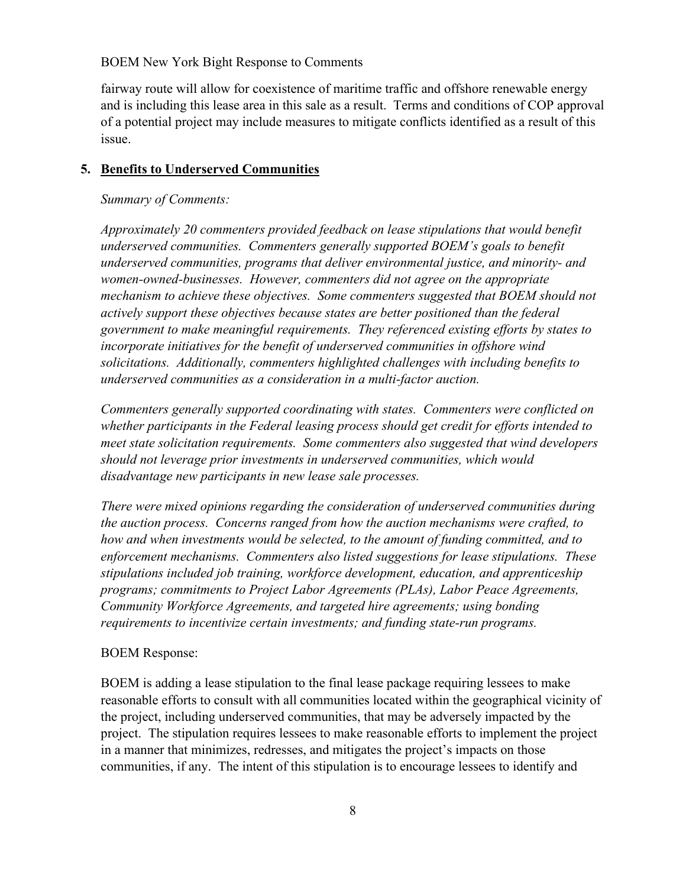fairway route will allow for coexistence of maritime traffic and offshore renewable energy and is including this lease area in this sale as a result. Terms and conditions of COP approval of a potential project may include measures to mitigate conflicts identified as a result of this issue.

## 5. Benefits to Underserved Communities

*Summary of Comments:*

*Approximately 20 commenters provided feedback on lease stipulations that would benefit underserved communities. Commenters generally supported BOEM's goals to benefit underserved communities, programs that deliver environmental justice, and minority- and women-owned-businesses. However, commenters did not agree on the appropriate mechanism to achieve these objectives. Some commenters suggested that BOEM should not actively support these objectives because states are better positioned than the federal government to make meaningful requirements. They referenced existing efforts by states to incorporate initiatives for the benefit of underserved communities in offshore wind solicitations. Additionally, commenters highlighted challenges with including benefits to underserved communities as a consideration in a multi-factor auction.*

*Commenters generally supported coordinating with states. Commenters were conflicted on whether participants in the Federal leasing process should get credit for efforts intended to meet state solicitation requirements. Some commenters also suggested that wind developers should not leverage prior investments in underserved communities, which would disadvantage new participants in new lease sale processes.*

*There were mixed opinions regarding the consideration of underserved communities during the auction process. Concerns ranged from how the auction mechanisms were crafted, to how and when investments would be selected, to the amount of funding committed, and to enforcement mechanisms. Commenters also listed suggestions for lease stipulations. These stipulations included job training, workforce development, education, and apprenticeship programs; commitments to Project Labor Agreements (PLAs), Labor Peace Agreements, Community Workforce Agreements, and targeted hire agreements; using bonding requirements to incentivize certain investments; and funding state-run programs.*

BOEM Response:

BOEM is adding a lease stipulation to the final lease package requiring lessees to make reasonable efforts to consult with all communities located within the geographical vicinity of the project, including underserved communities, that may be adversely impacted by the project. The stipulation requires lessees to make reasonable efforts to implement the project in a manner that minimizes, redresses, and mitigates the project's impacts on those communities, if any. The intent of this stipulation is to encourage lessees to identify and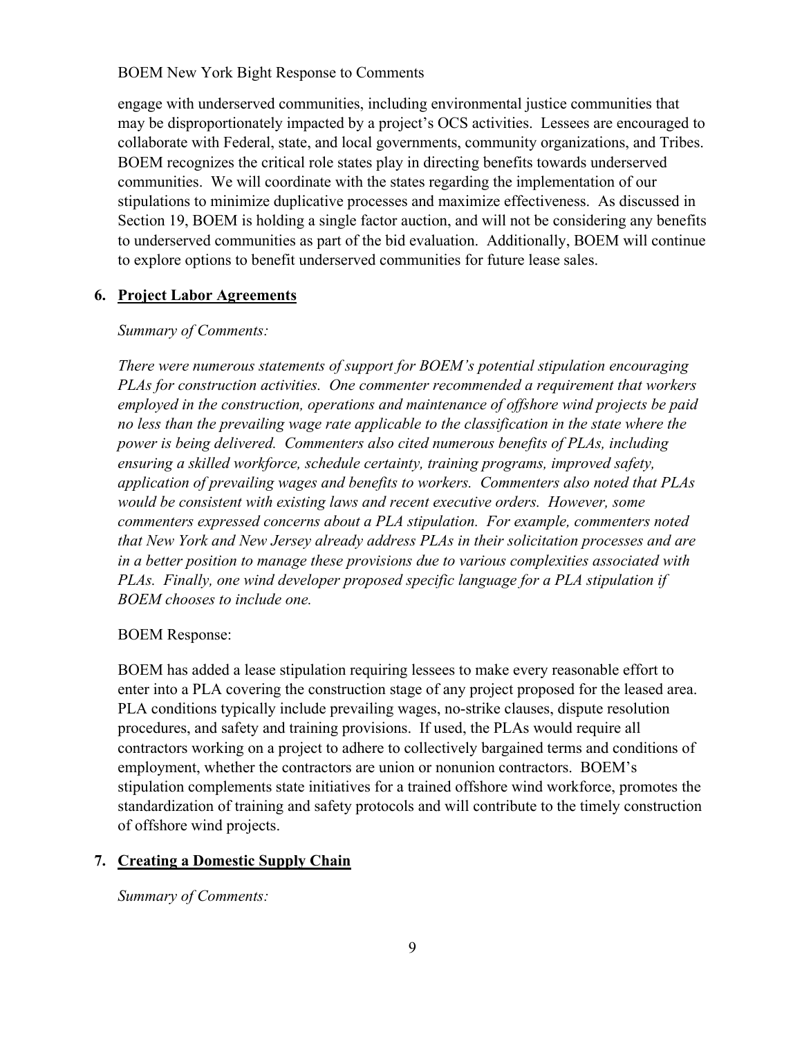engage with underserved communities, including environmental justice communities that may be disproportionately impacted by a project's OCS activities. Lessees are encouraged to collaborate with Federal, state, and local governments, community organizations, and Tribes. BOEM recognizes the critical role states play in directing benefits towards underserved communities. We will coordinate with the states regarding the implementation of our stipulations to minimize duplicative processes and maximize effectiveness. As discussed in Section 19, BOEM is holding a single factor auction, and will not be considering any benefits to underserved communities as part of the bid evaluation. Additionally, BOEM will continue to explore options to benefit underserved communities for future lease sales.

## 6. Project Labor Agreements

*Summary of Comments:*

*There were numerous statements of support for BOEM's potential stipulation encouraging PLAs for construction activities. One commenter recommended a requirement that workers employed in the construction, operations and maintenance of offshore wind projects be paid no less than the prevailing wage rate applicable to the classification in the state where the power is being delivered. Commenters also cited numerous benefits of PLAs, including ensuring a skilled workforce, schedule certainty, training programs, improved safety, application of prevailing wages and benefits to workers. Commenters also noted that PLAs would be consistent with existing laws and recent executive orders. However, some commenters expressed concerns about a PLA stipulation. For example, commenters noted that New York and New Jersey already address PLAs in their solicitation processes and are in a better position to manage these provisions due to various complexities associated with PLAs. Finally, one wind developer proposed specific language for a PLA stipulation if BOEM chooses to include one.*

BOEM Response:

BOEM has added a lease stipulation requiring lessees to make every reasonable effort to enter into a PLA covering the construction stage of any project proposed for the leased area. PLA conditions typically include prevailing wages, no-strike clauses, dispute resolution procedures, and safety and training provisions. If used, the PLAs would require all contractors working on a project to adhere to collectively bargained terms and conditions of employment, whether the contractors are union or nonunion contractors. BOEM's stipulation complements state initiatives for a trained offshore wind workforce, promotes the standardization of training and safety protocols and will contribute to the timely construction of offshore wind projects.

## 7. Creating a Domestic Supply Chain

*Summary of Comments:*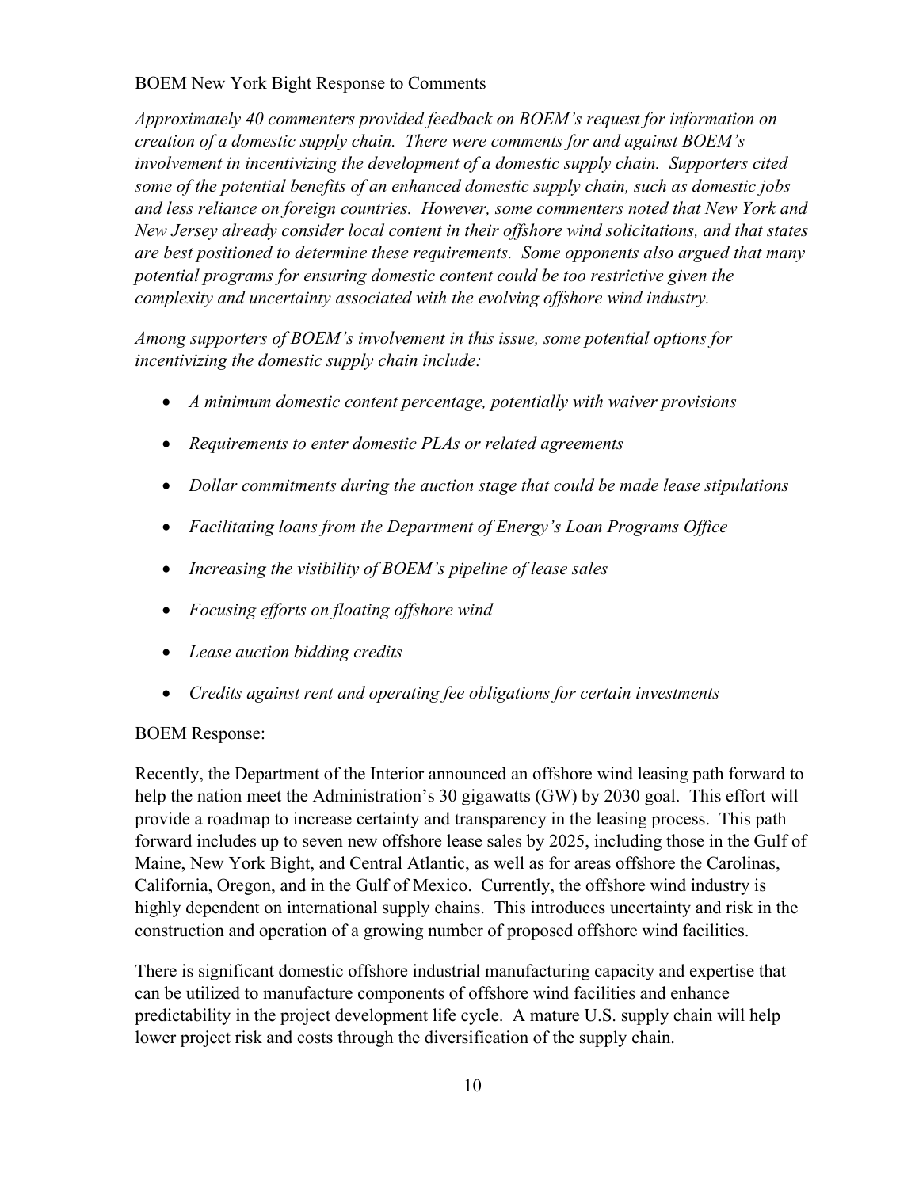BOEM New York Bight Response to Comments

*Approximately 40 commenters provided feedback on BOEM's request for information on creation of a domestic supply chain. There were comments for and against BOEM's involvement in incentivizing the development of a domestic supply chain. Supporters cited some of the potential benefits of an enhanced domestic supply chain, such as domestic jobs and less reliance on foreign countries. However, some commenters noted that New York and New Jersey already consider local content in their offshore wind solicitations, and that states are best positioned to determine these requirements. Some opponents also argued that many potential programs for ensuring domestic content could be too restrictive given the complexity and uncertainty associated with the evolving offshore wind industry.*

*Among supporters of BOEM's involvement in this issue, some potential options for incentivizing the domestic supply chain include:*

- *A minimum domestic content percentage, potentially with waiver provisions*
- *Requirements to enter domestic PLAs or related agreements*
- *Dollar commitments during the auction stage that could be made lease stipulations*
- *Facilitating loans from the Department of Energy's Loan Programs Office*
- *Increasing the visibility of BOEM's pipeline of lease sales*
- *Focusing efforts on floating offshore wind*
- *Lease auction bidding credits*
- *Credits against rent and operating fee obligations for certain investments*

BOEM Response:

Recently, the Department of the Interior announced an offshore wind leasing path forward to help the nation meet the Administration's 30 gigawatts (GW) by 2030 goal. This effort will provide a roadmap to increase certainty and transparency in the leasing process. This path forward includes up to seven new offshore lease sales by 2025, including those in the Gulf of Maine, New York Bight, and Central Atlantic, as well as for areas offshore the Carolinas, California, Oregon, and in the Gulf of Mexico. Currently, the offshore wind industry is highly dependent on international supply chains. This introduces uncertainty and risk in the construction and operation of a growing number of proposed offshore wind facilities.

There is significant domestic offshore industrial manufacturing capacity and expertise that can be utilized to manufacture components of offshore wind facilities and enhance predictability in the project development life cycle. A mature U.S. supply chain will help lower project risk and costs through the diversification of the supply chain.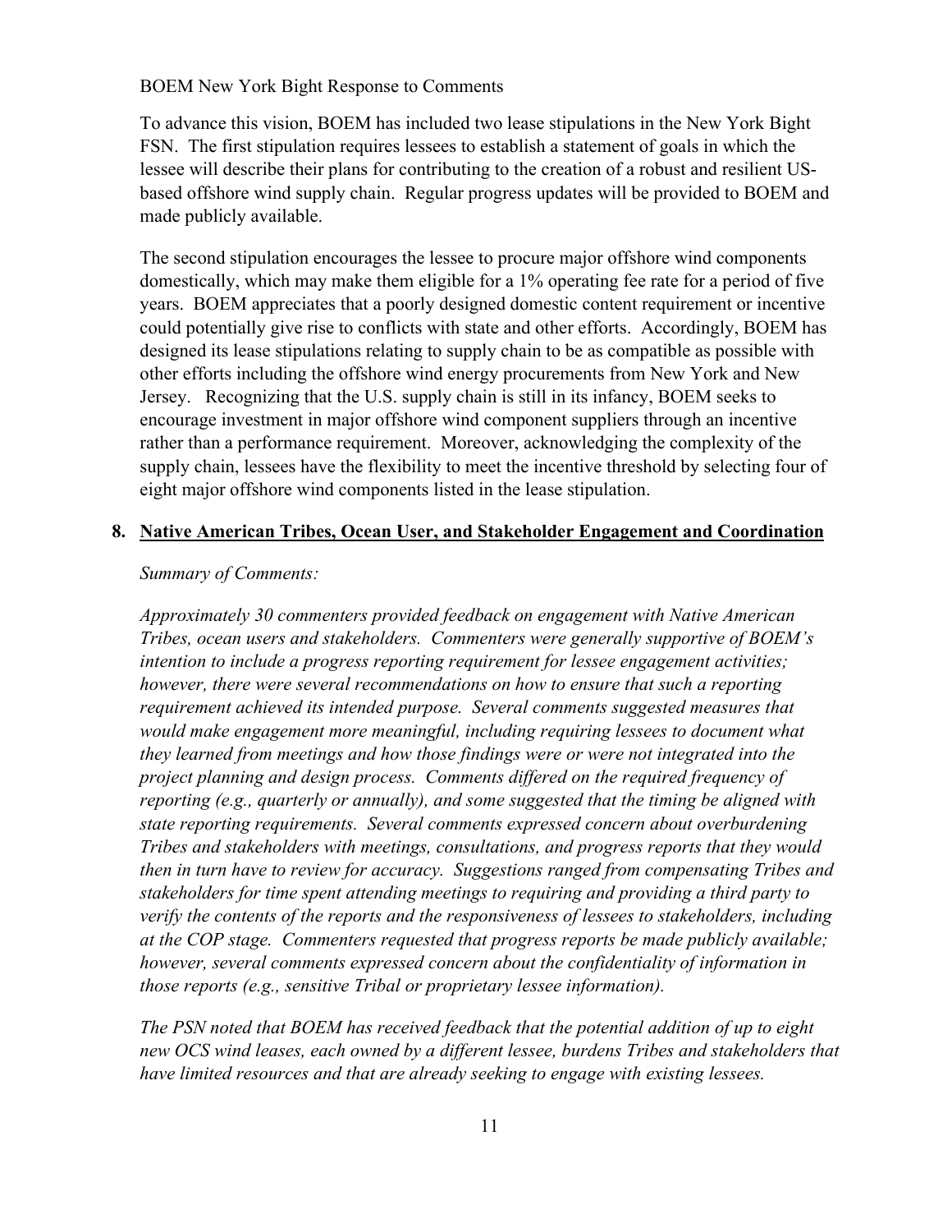To advance this vision, BOEM has included two lease stipulations in the New York Bight FSN. The first stipulation requires lessees to establish a statement of goals in which the lessee will describe their plans for contributing to the creation of a robust and resilient US-based offshore wind supply chain. Regular progress updates will be provided to BOEM and made publicly available.

The second stipulation encourages the lessee to procure major offshore wind components domestically, which may make them eligible for a 1% operating fee rate for a period of five years. BOEM appreciates that a poorly designed domestic content requirement or incentive could potentially give rise to conflicts with state and other efforts. Accordingly, BOEM has designed its lease stipulations relating to supply chain to be as compatible as possible with other efforts including the offshore wind energy procurements from New York and New Jersey. Recognizing that the U.S. supply chain is still in its infancy, BOEM seeks to encourage investment in major offshore wind component suppliers through an incentive rather than a performance requirement. Moreover, acknowledging the complexity of the supply chain, lessees have the flexibility to meet the incentive threshold by selecting four of eight major offshore wind components listed in the lease stipulation.

## 8. Native American Tribes, Ocean User, and Stakeholder Engagement and Coordination

*Summary of Comments:*

*Approximately 30 commenters provided feedback on engagement with Native American Tribes, ocean users and stakeholders. Commenters were generally supportive of BOEM's intention to include a progress reporting requirement for lessee engagement activities; however, there were several recommendations on how to ensure that such a reporting requirement achieved its intended purpose. Several comments suggested measures that would make engagement more meaningful, including requiring lessees to document what they learned from meetings and how those findings were or were not integrated into the project planning and design process. Comments differed on the required frequency of reporting (e.g., quarterly or annually), and some suggested that the timing be aligned with state reporting requirements. Several comments expressed concern about overburdening Tribes and stakeholders with meetings, consultations, and progress reports that they would then in turn have to review for accuracy. Suggestions ranged from compensating Tribes and stakeholders for time spent attending meetings to requiring and providing a third party to verify the contents of the reports and the responsiveness of lessees to stakeholders, including at the COP stage. Commenters requested that progress reports be made publicly available; however, several comments expressed concern about the confidentiality of information in those reports (e.g., sensitive Tribal or proprietary lessee information).*

*The PSN noted that BOEM has received feedback that the potential addition of up to eight new OCS wind leases, each owned by a different lessee, burdens Tribes and stakeholders that have limited resources and that are already seeking to engage with existing lessees.*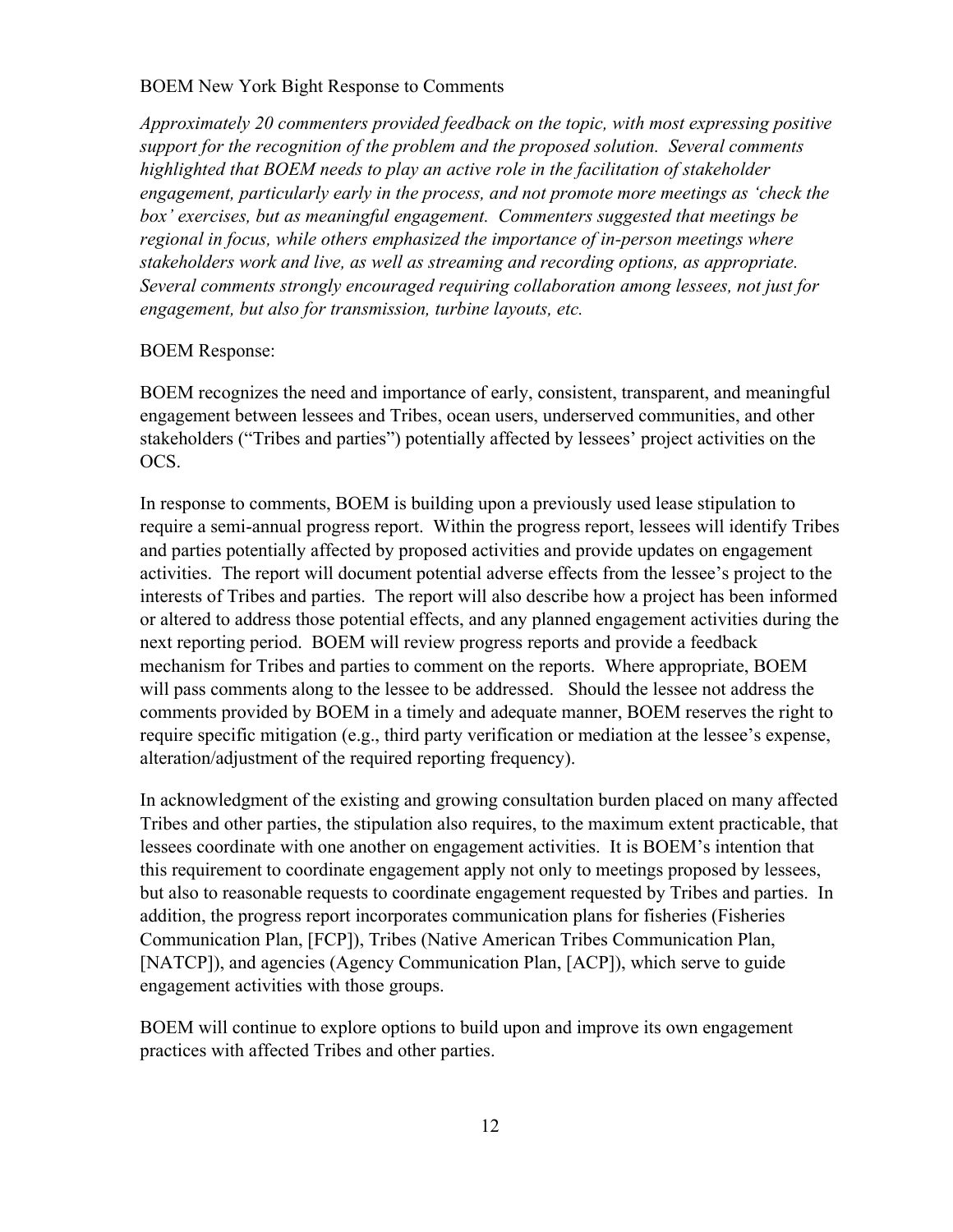BOEM New York Bight Response to Comments

*Approximately 20 commenters provided feedback on the topic, with most expressing positive support for the recognition of the problem and the proposed solution. Several comments highlighted that BOEM needs to play an active role in the facilitation of stakeholder engagement, particularly early in the process, and not promote more meetings as 'check the box' exercises, but as meaningful engagement. Commenters suggested that meetings be regional in focus, while others emphasized the importance of in-person meetings where stakeholders work and live, as well as streaming and recording options, as appropriate. Several comments strongly encouraged requiring collaboration among lessees, not just for engagement, but also for transmission, turbine layouts, etc.*

BOEM Response:

BOEM recognizes the need and importance of early, consistent, transparent, and meaningful engagement between lessees and Tribes, ocean users, underserved communities, and other stakeholders ("Tribes and parties") potentially affected by lessees' project activities on the OCS.

In response to comments, BOEM is building upon a previously used lease stipulation to require a semi-annual progress report. Within the progress report, lessees will identify Tribes and parties potentially affected by proposed activities and provide updates on engagement activities. The report will document potential adverse effects from the lessee's project to the interests of Tribes and parties. The report will also describe how a project has been informed or altered to address those potential effects, and any planned engagement activities during the next reporting period. BOEM will review progress reports and provide a feedback mechanism for Tribes and parties to comment on the reports. Where appropriate, BOEM will pass comments along to the lessee to be addressed. Should the lessee not address the comments provided by BOEM in a timely and adequate manner, BOEM reserves the right to require specific mitigation (e.g., third party verification or mediation at the lessee's expense, alteration/adjustment of the required reporting frequency).

In acknowledgment of the existing and growing consultation burden placed on many affected Tribes and other parties, the stipulation also requires, to the maximum extent practicable, that lessees coordinate with one another on engagement activities. It is BOEM's intention that this requirement to coordinate engagement apply not only to meetings proposed by lessees, but also to reasonable requests to coordinate engagement requested by Tribes and parties. In addition, the progress report incorporates communication plans for fisheries (Fisheries Communication Plan, [FCP]), Tribes (Native American Tribes Communication Plan, [NATCP]), and agencies (Agency Communication Plan, [ACP]), which serve to guide engagement activities with those groups.

BOEM will continue to explore options to build upon and improve its own engagement practices with affected Tribes and other parties.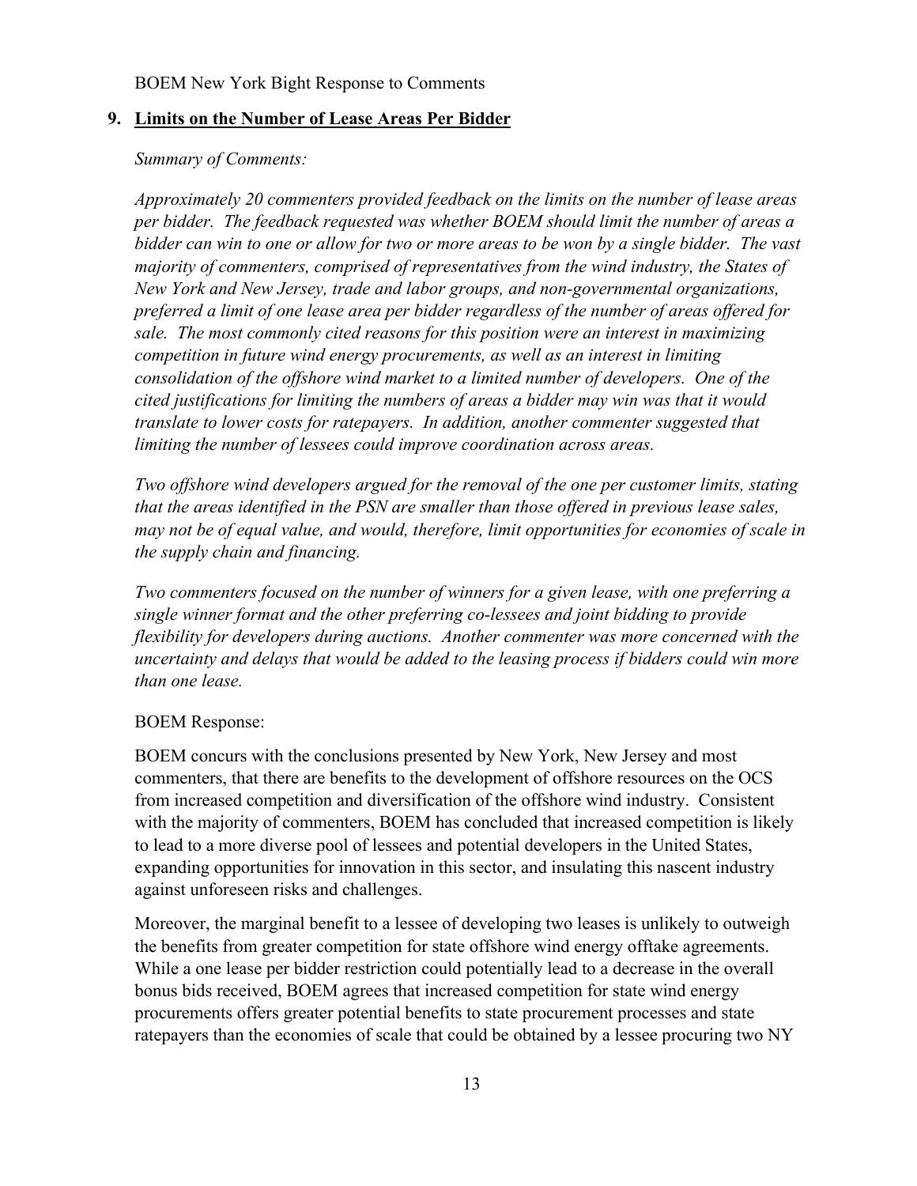## 9. Limits on the Number of Lease Areas Per Bidder

*Summary of Comments:*

*Approximately 20 commenters provided feedback on the limits on the number of lease areas per bidder. The feedback requested was whether BOEM should limit the number of areas a bidder can win to one or allow for two or more areas to be won by a single bidder. The vast majority of commenters, comprised of representatives from the wind industry, the States of New York and New Jersey, trade and labor groups, and non-governmental organizations, preferred a limit of one lease area per bidder regardless of the number of areas offered for sale. The most commonly cited reasons for this position were an interest in maximizing competition in future wind energy procurements, as well as an interest in limiting consolidation of the offshore wind market to a limited number of developers. One of the cited justifications for limiting the numbers of areas a bidder may win was that it would translate to lower costs for ratepayers. In addition, another commenter suggested that limiting the number of lessees could improve coordination across areas.*

*Two offshore wind developers argued for the removal of the one per customer limits, stating that the areas identified in the PSN are smaller than those offered in previous lease sales, may not be of equal value, and would, therefore, limit opportunities for economies of scale in the supply chain and financing.*

*Two commenters focused on the number of winners for a given lease, with one preferring a single winner format and the other preferring co-lessees and joint bidding to provide flexibility for developers during auctions. Another commenter was more concerned with the uncertainty and delays that would be added to the leasing process if bidders could win more than one lease.*

BOEM Response:

BOEM concurs with the conclusions presented by New York, New Jersey and most commenters, that there are benefits to the development of offshore resources on the OCS from increased competition and diversification of the offshore wind industry. Consistent with the majority of commenters, BOEM has concluded that increased competition is likely to lead to a more diverse pool of lessees and potential developers in the United States, expanding opportunities for innovation in this sector, and insulating this nascent industry against unforeseen risks and challenges.

Moreover, the marginal benefit to a lessee of developing two leases is unlikely to outweigh the benefits from greater competition for state offshore wind energy offtake agreements. While a one lease per bidder restriction could potentially lead to a decrease in the overall bonus bids received, BOEM agrees that increased competition for state wind energy procurements offers greater potential benefits to state procurement processes and state ratepayers than the economies of scale that could be obtained by a lessee procuring two NY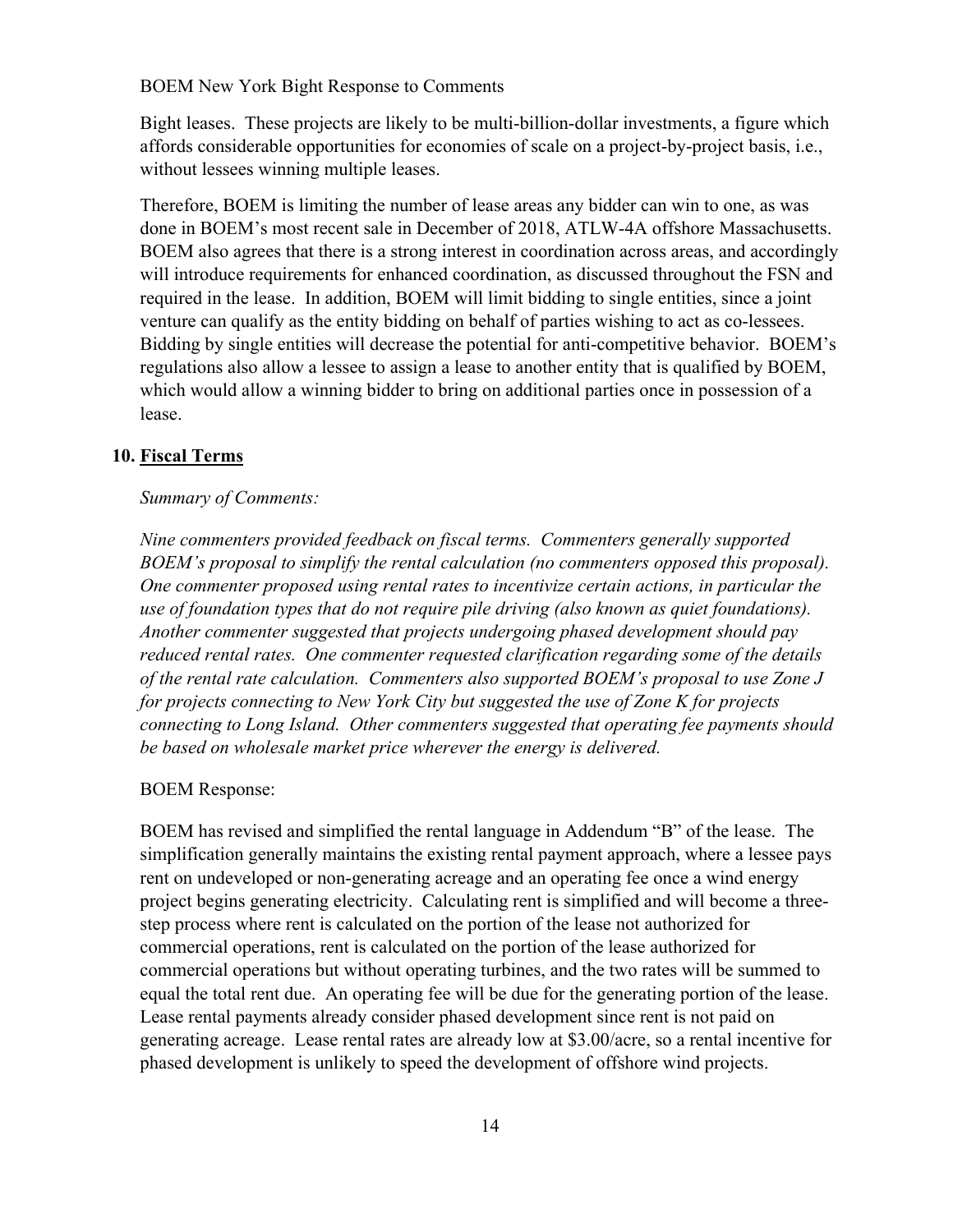Bight leases. These projects are likely to be multi-billion-dollar investments, a figure which affords considerable opportunities for economies of scale on a project-by-project basis, i.e., without lessees winning multiple leases.

Therefore, BOEM is limiting the number of lease areas any bidder can win to one, as was done in BOEM's most recent sale in December of 2018, ATLW-4A offshore Massachusetts. BOEM also agrees that there is a strong interest in coordination across areas, and accordingly will introduce requirements for enhanced coordination, as discussed throughout the FSN and required in the lease. In addition, BOEM will limit bidding to single entities, since a joint venture can qualify as the entity bidding on behalf of parties wishing to act as co-lessees. Bidding by single entities will decrease the potential for anti-competitive behavior. BOEM's regulations also allow a lessee to assign a lease to another entity that is qualified by BOEM, which would allow a winning bidder to bring on additional parties once in possession of a lease.

## 10. Fiscal Terms

*Summary of Comments:*

*Nine commenters provided feedback on fiscal terms. Commenters generally supported BOEM's proposal to simplify the rental calculation (no commenters opposed this proposal). One commenter proposed using rental rates to incentivize certain actions, in particular the use of foundation types that do not require pile driving (also known as quiet foundations). Another commenter suggested that projects undergoing phased development should pay reduced rental rates. One commenter requested clarification regarding some of the details of the rental rate calculation. Commenters also supported BOEM's proposal to use Zone J for projects connecting to New York City but suggested the use of Zone K for projects connecting to Long Island. Other commenters suggested that operating fee payments should be based on wholesale market price wherever the energy is delivered.*

BOEM Response:

BOEM has revised and simplified the rental language in Addendum "B" of the lease. The simplification generally maintains the existing rental payment approach, where a lessee pays rent on undeveloped or non-generating acreage and an operating fee once a wind energy project begins generating electricity. Calculating rent is simplified and will become a three-step process where rent is calculated on the portion of the lease not authorized for commercial operations, rent is calculated on the portion of the lease authorized for commercial operations but without operating turbines, and the two rates will be summed to equal the total rent due. An operating fee will be due for the generating portion of the lease. Lease rental payments already consider phased development since rent is not paid on generating acreage. Lease rental rates are already low at $3.00/acre, so a rental incentive for phased development is unlikely to speed the development of offshore wind projects.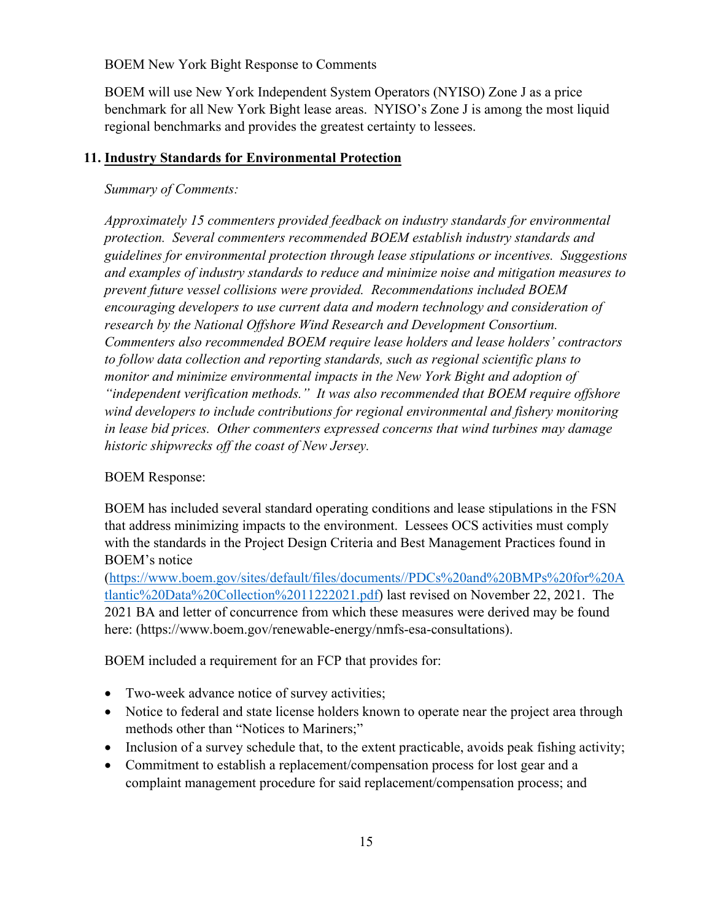BOEM will use New York Independent System Operators (NYISO) Zone J as a price benchmark for all New York Bight lease areas. NYISO's Zone J is among the most liquid regional benchmarks and provides the greatest certainty to lessees.

## 11. Industry Standards for Environmental Protection

*Summary of Comments:*

*Approximately 15 commenters provided feedback on industry standards for environmental protection. Several commenters recommended BOEM establish industry standards and guidelines for environmental protection through lease stipulations or incentives. Suggestions and examples of industry standards to reduce and minimize noise and mitigation measures to prevent future vessel collisions were provided. Recommendations included BOEM encouraging developers to use current data and modern technology and consideration of research by the National Offshore Wind Research and Development Consortium. Commenters also recommended BOEM require lease holders and lease holders' contractors to follow data collection and reporting standards, such as regional scientific plans to monitor and minimize environmental impacts in the New York Bight and adoption of "independent verification methods." It was also recommended that BOEM require offshore wind developers to include contributions for regional environmental and fishery monitoring in lease bid prices. Other commenters expressed concerns that wind turbines may damage historic shipwrecks off the coast of New Jersey.*

BOEM Response:

BOEM has included several standard operating conditions and lease stipulations in the FSN that address minimizing impacts to the environment. Lessees OCS activities must comply with the standards in the Project Design Criteria and Best Management Practices found in BOEM's notice ([https://www.boem.gov/sites/default/files/documents//PDCs%20and%20BMPs%20for%20Atlantic%20Data%20Collection%2011222021.pdf](https://www.boem.gov/sites/default/files/documents//PDCs%20and%20BMPs%20for%20Atlantic%20Data%20Collection%2011222021.pdf)) last revised on November 22, 2021. The 2021 BA and letter of concurrence from which these measures were derived may be found here: (https://www.boem.gov/renewable-energy/nmfs-esa-consultations).

BOEM included a requirement for an FCP that provides for:

- Two-week advance notice of survey activities;
- Notice to federal and state license holders known to operate near the project area through methods other than "Notices to Mariners;"
- Inclusion of a survey schedule that, to the extent practicable, avoids peak fishing activity;
- Commitment to establish a replacement/compensation process for lost gear and a complaint management procedure for said replacement/compensation process; and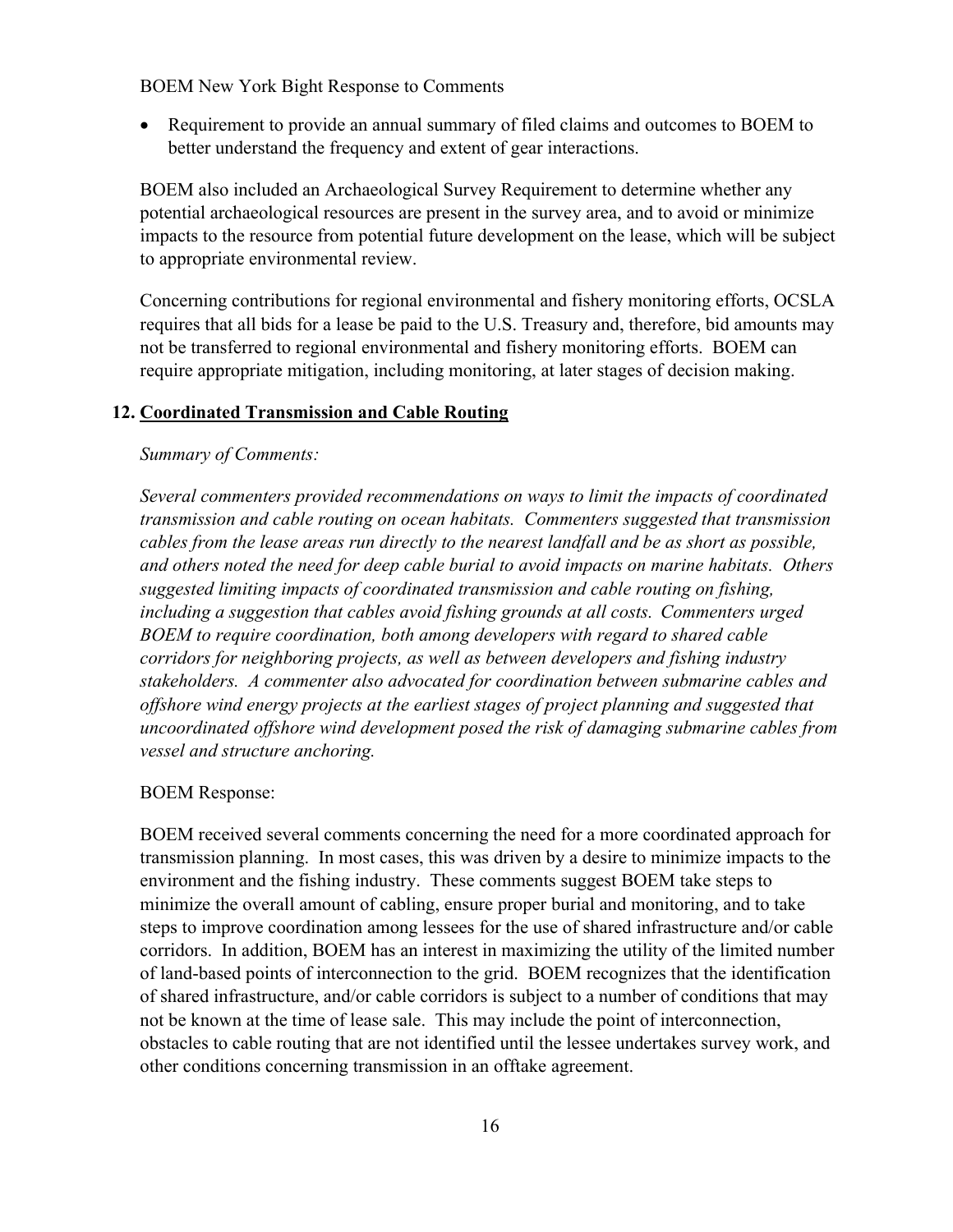- Requirement to provide an annual summary of filed claims and outcomes to BOEM to better understand the frequency and extent of gear interactions.

BOEM also included an Archaeological Survey Requirement to determine whether any potential archaeological resources are present in the survey area, and to avoid or minimize impacts to the resource from potential future development on the lease, which will be subject to appropriate environmental review.

Concerning contributions for regional environmental and fishery monitoring efforts, OCSLA requires that all bids for a lease be paid to the U.S. Treasury and, therefore, bid amounts may not be transferred to regional environmental and fishery monitoring efforts. BOEM can require appropriate mitigation, including monitoring, at later stages of decision making.

## 12. Coordinated Transmission and Cable Routing

*Summary of Comments:*

*Several commenters provided recommendations on ways to limit the impacts of coordinated transmission and cable routing on ocean habitats. Commenters suggested that transmission cables from the lease areas run directly to the nearest landfall and be as short as possible, and others noted the need for deep cable burial to avoid impacts on marine habitats. Others suggested limiting impacts of coordinated transmission and cable routing on fishing, including a suggestion that cables avoid fishing grounds at all costs. Commenters urged BOEM to require coordination, both among developers with regard to shared cable corridors for neighboring projects, as well as between developers and fishing industry stakeholders. A commenter also advocated for coordination between submarine cables and offshore wind energy projects at the earliest stages of project planning and suggested that uncoordinated offshore wind development posed the risk of damaging submarine cables from vessel and structure anchoring.*

BOEM Response:

BOEM received several comments concerning the need for a more coordinated approach for transmission planning. In most cases, this was driven by a desire to minimize impacts to the environment and the fishing industry. These comments suggest BOEM take steps to minimize the overall amount of cabling, ensure proper burial and monitoring, and to take steps to improve coordination among lessees for the use of shared infrastructure and/or cable corridors. In addition, BOEM has an interest in maximizing the utility of the limited number of land-based points of interconnection to the grid. BOEM recognizes that the identification of shared infrastructure, and/or cable corridors is subject to a number of conditions that may not be known at the time of lease sale. This may include the point of interconnection, obstacles to cable routing that are not identified until the lessee undertakes survey work, and other conditions concerning transmission in an offtake agreement.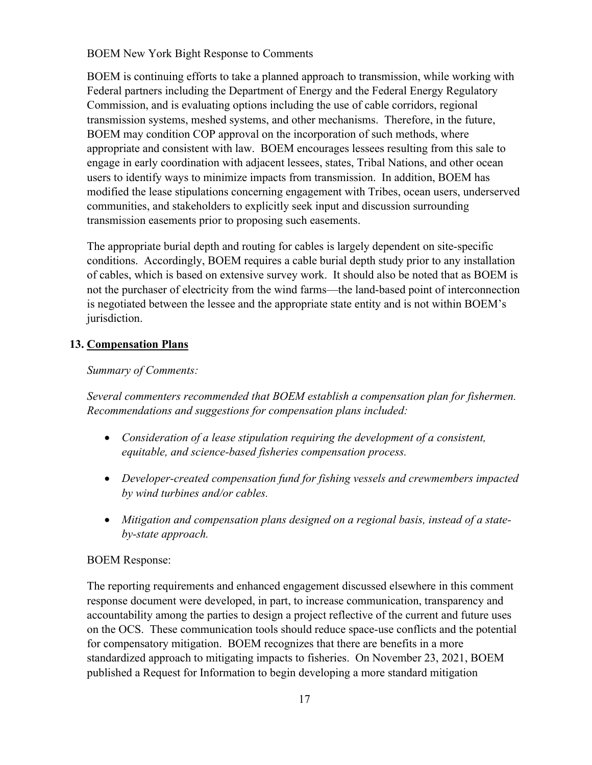BOEM is continuing efforts to take a planned approach to transmission, while working with Federal partners including the Department of Energy and the Federal Energy Regulatory Commission, and is evaluating options including the use of cable corridors, regional transmission systems, meshed systems, and other mechanisms. Therefore, in the future, BOEM may condition COP approval on the incorporation of such methods, where appropriate and consistent with law. BOEM encourages lessees resulting from this sale to engage in early coordination with adjacent lessees, states, Tribal Nations, and other ocean users to identify ways to minimize impacts from transmission. In addition, BOEM has modified the lease stipulations concerning engagement with Tribes, ocean users, underserved communities, and stakeholders to explicitly seek input and discussion surrounding transmission easements prior to proposing such easements.

The appropriate burial depth and routing for cables is largely dependent on site-specific conditions. Accordingly, BOEM requires a cable burial depth study prior to any installation of cables, which is based on extensive survey work. It should also be noted that as BOEM is not the purchaser of electricity from the wind farms—the land-based point of interconnection is negotiated between the lessee and the appropriate state entity and is not within BOEM's jurisdiction.

## 13. Compensation Plans

*Summary of Comments:*

*Several commenters recommended that BOEM establish a compensation plan for fishermen. Recommendations and suggestions for compensation plans included:*

- *Consideration of a lease stipulation requiring the development of a consistent, equitable, and science-based fisheries compensation process.*
- *Developer-created compensation fund for fishing vessels and crewmembers impacted by wind turbines and/or cables.*
- *Mitigation and compensation plans designed on a regional basis, instead of a state-by-state approach.*

BOEM Response:

The reporting requirements and enhanced engagement discussed elsewhere in this comment response document were developed, in part, to increase communication, transparency and accountability among the parties to design a project reflective of the current and future uses on the OCS. These communication tools should reduce space-use conflicts and the potential for compensatory mitigation. BOEM recognizes that there are benefits in a more standardized approach to mitigating impacts to fisheries. On November 23, 2021, BOEM published a Request for Information to begin developing a more standard mitigation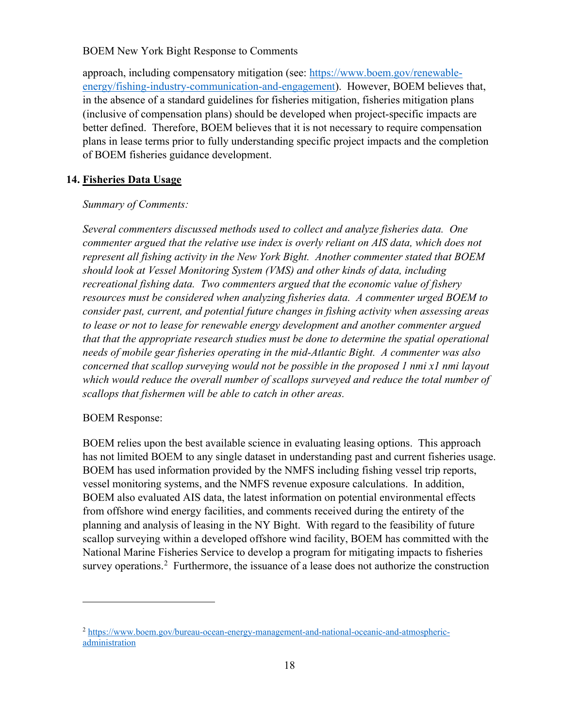approach, including compensatory mitigation (see: [https://www.boem.gov/renewable-energy/fishing-industry-communication-and-engagement](https://www.boem.gov/renewable-energy/fishing-industry-communication-and-engagement)). However, BOEM believes that, in the absence of a standard guidelines for fisheries mitigation, fisheries mitigation plans (inclusive of compensation plans) should be developed when project-specific impacts are better defined. Therefore, BOEM believes that it is not necessary to require compensation plans in lease terms prior to fully understanding specific project impacts and the completion of BOEM fisheries guidance development.

## 14. Fisheries Data Usage

*Summary of Comments:*

*Several commenters discussed methods used to collect and analyze fisheries data. One commenter argued that the relative use index is overly reliant on AIS data, which does not represent all fishing activity in the New York Bight. Another commenter stated that BOEM should look at Vessel Monitoring System (VMS) and other kinds of data, including recreational fishing data. Two commenters argued that the economic value of fishery resources must be considered when analyzing fisheries data. A commenter urged BOEM to consider past, current, and potential future changes in fishing activity when assessing areas to lease or not to lease for renewable energy development and another commenter argued that that the appropriate research studies must be done to determine the spatial operational needs of mobile gear fisheries operating in the mid-Atlantic Bight. A commenter was also concerned that scallop surveying would not be possible in the proposed 1 nmi x1 nmi layout which would reduce the overall number of scallops surveyed and reduce the total number of scallops that fishermen will be able to catch in other areas.*

BOEM Response:

BOEM relies upon the best available science in evaluating leasing options. This approach has not limited BOEM to any single dataset in understanding past and current fisheries usage. BOEM has used information provided by the NMFS including fishing vessel trip reports, vessel monitoring systems, and the NMFS revenue exposure calculations. In addition, BOEM also evaluated AIS data, the latest information on potential environmental effects from offshore wind energy facilities, and comments received during the entirety of the planning and analysis of leasing in the NY Bight. With regard to the feasibility of future scallop surveying within a developed offshore wind facility, BOEM has committed with the National Marine Fisheries Service to develop a program for mitigating impacts to fisheries survey operations.[2] Furthermore, the issuance of a lease does not authorize the construction

[2] [https://www.boem.gov/bureau-ocean-energy-management-and-national-oceanic-and-atmospheric-administration](https://www.boem.gov/bureau-ocean-energy-management-and-national-oceanic-and-atmospheric-administration)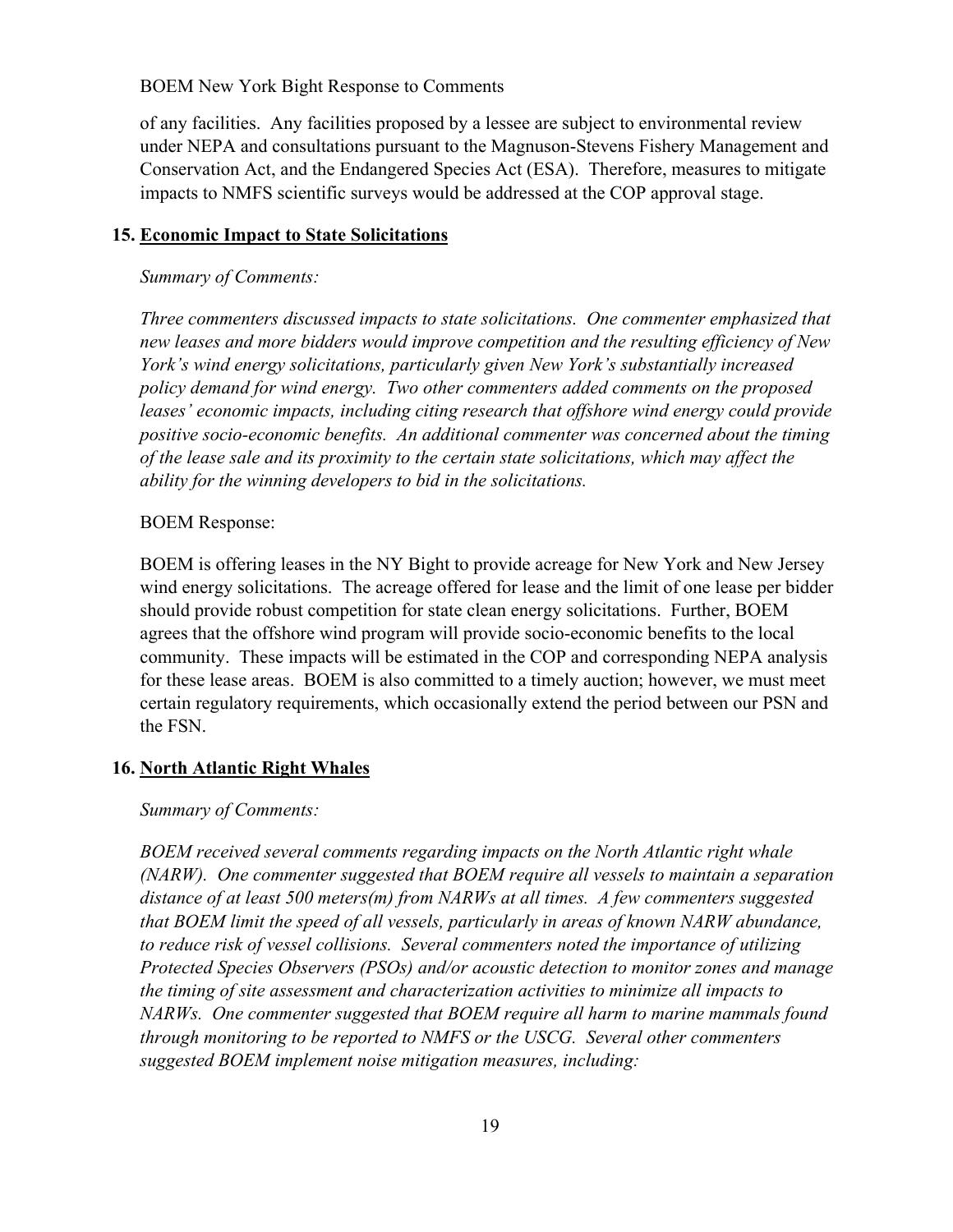of any facilities. Any facilities proposed by a lessee are subject to environmental review under NEPA and consultations pursuant to the Magnuson-Stevens Fishery Management and Conservation Act, and the Endangered Species Act (ESA). Therefore, measures to mitigate impacts to NMFS scientific surveys would be addressed at the COP approval stage.

## 15. Economic Impact to State Solicitations

*Summary of Comments:*

*Three commenters discussed impacts to state solicitations. One commenter emphasized that new leases and more bidders would improve competition and the resulting efficiency of New York's wind energy solicitations, particularly given New York's substantially increased policy demand for wind energy. Two other commenters added comments on the proposed leases' economic impacts, including citing research that offshore wind energy could provide positive socio-economic benefits. An additional commenter was concerned about the timing of the lease sale and its proximity to the certain state solicitations, which may affect the ability for the winning developers to bid in the solicitations.*

BOEM Response:

BOEM is offering leases in the NY Bight to provide acreage for New York and New Jersey wind energy solicitations. The acreage offered for lease and the limit of one lease per bidder should provide robust competition for state clean energy solicitations. Further, BOEM agrees that the offshore wind program will provide socio-economic benefits to the local community. These impacts will be estimated in the COP and corresponding NEPA analysis for these lease areas. BOEM is also committed to a timely auction; however, we must meet certain regulatory requirements, which occasionally extend the period between our PSN and the FSN.

## 16. North Atlantic Right Whales

*Summary of Comments:*

*BOEM received several comments regarding impacts on the North Atlantic right whale (NARW). One commenter suggested that BOEM require all vessels to maintain a separation distance of at least 500 meters(m) from NARWs at all times. A few commenters suggested that BOEM limit the speed of all vessels, particularly in areas of known NARW abundance, to reduce risk of vessel collisions. Several commenters noted the importance of utilizing Protected Species Observers (PSOs) and/or acoustic detection to monitor zones and manage the timing of site assessment and characterization activities to minimize all impacts to NARWs. One commenter suggested that BOEM require all harm to marine mammals found through monitoring to be reported to NMFS or the USCG. Several other commenters suggested BOEM implement noise mitigation measures, including:*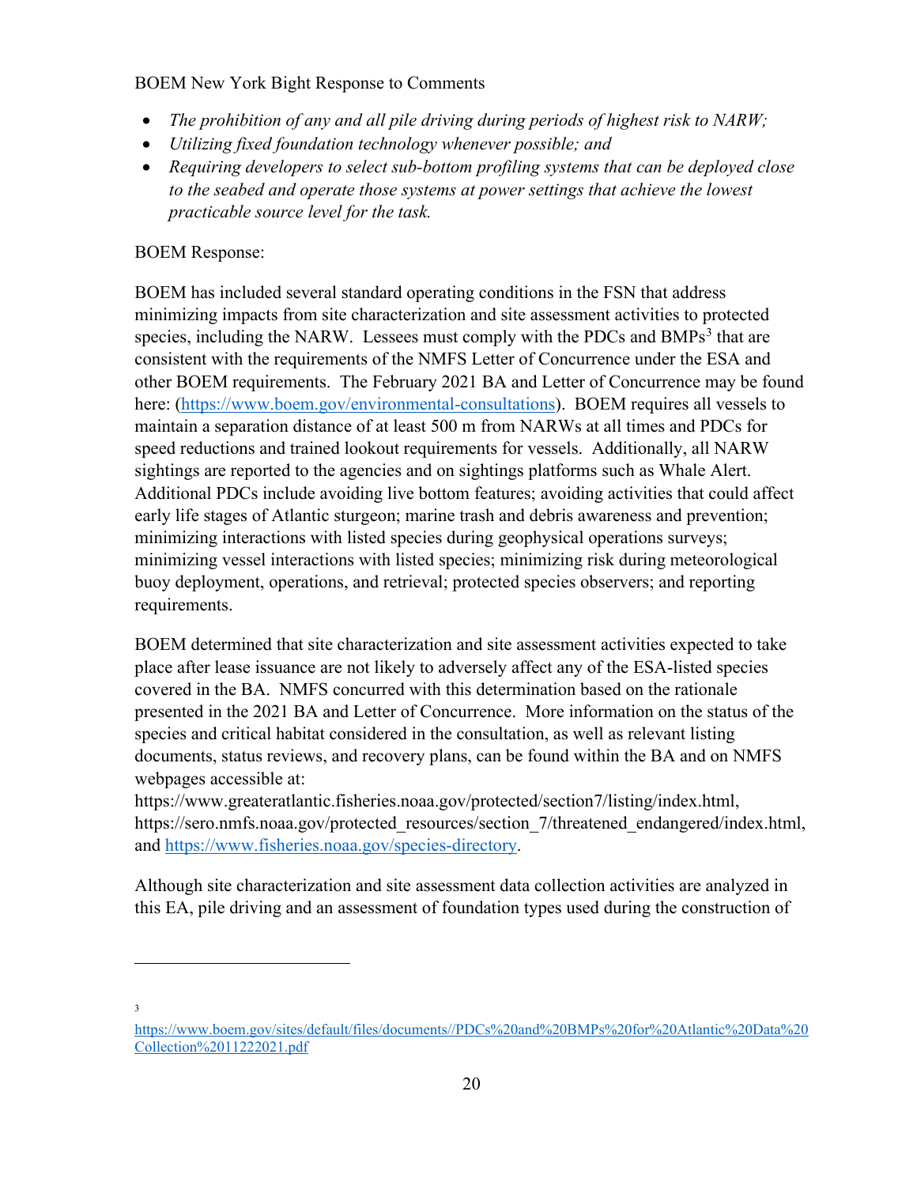- *The prohibition of any and all pile driving during periods of highest risk to NARW;*
- *Utilizing fixed foundation technology whenever possible; and*
- *Requiring developers to select sub-bottom profiling systems that can be deployed close to the seabed and operate those systems at power settings that achieve the lowest practicable source level for the task.*

BOEM Response:

BOEM has included several standard operating conditions in the FSN that address minimizing impacts from site characterization and site assessment activities to protected species, including the NARW. Lessees must comply with the PDCs and BMPs[3] that are consistent with the requirements of the NMFS Letter of Concurrence under the ESA and other BOEM requirements. The February 2021 BA and Letter of Concurrence may be found here: (https://www.boem.gov/environmental-consultations). BOEM requires all vessels to maintain a separation distance of at least 500 m from NARWs at all times and PDCs for speed reductions and trained lookout requirements for vessels. Additionally, all NARW sightings are reported to the agencies and on sightings platforms such as Whale Alert. Additional PDCs include avoiding live bottom features; avoiding activities that could affect early life stages of Atlantic sturgeon; marine trash and debris awareness and prevention; minimizing interactions with listed species during geophysical operations surveys; minimizing vessel interactions with listed species; minimizing risk during meteorological buoy deployment, operations, and retrieval; protected species observers; and reporting requirements.

BOEM determined that site characterization and site assessment activities expected to take place after lease issuance are not likely to adversely affect any of the ESA-listed species covered in the BA. NMFS concurred with this determination based on the rationale presented in the 2021 BA and Letter of Concurrence. More information on the status of the species and critical habitat considered in the consultation, as well as relevant listing documents, status reviews, and recovery plans, can be found within the BA and on NMFS webpages accessible at:
https://www.greateratlantic.fisheries.noaa.gov/protected/section7/listing/index.html, https://sero.nmfs.noaa.gov/protected_resources/section_7/threatened_endangered/index.html, and https://www.fisheries.noaa.gov/species-directory.

Although site characterization and site assessment data collection activities are analyzed in this EA, pile driving and an assessment of foundation types used during the construction of

[3] https://www.boem.gov/sites/default/files/documents//PDCs%20and%20BMPs%20for%20Atlantic%20Data%20Collection%2011222021.pdf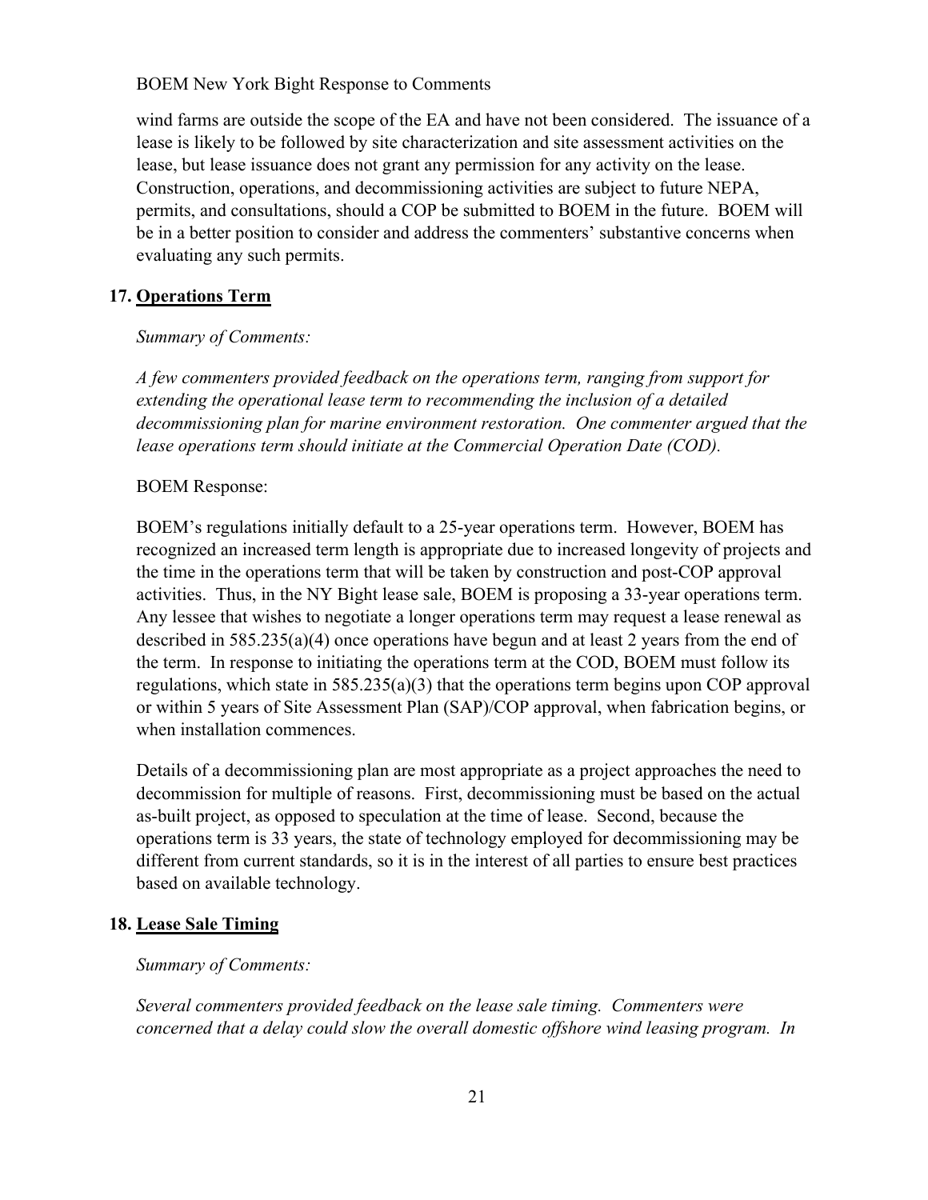wind farms are outside the scope of the EA and have not been considered. The issuance of a lease is likely to be followed by site characterization and site assessment activities on the lease, but lease issuance does not grant any permission for any activity on the lease. Construction, operations, and decommissioning activities are subject to future NEPA, permits, and consultations, should a COP be submitted to BOEM in the future. BOEM will be in a better position to consider and address the commenters' substantive concerns when evaluating any such permits.

## 17. Operations Term

*Summary of Comments:*

*A few commenters provided feedback on the operations term, ranging from support for extending the operational lease term to recommending the inclusion of a detailed decommissioning plan for marine environment restoration. One commenter argued that the lease operations term should initiate at the Commercial Operation Date (COD).*

BOEM Response:

BOEM's regulations initially default to a 25-year operations term. However, BOEM has recognized an increased term length is appropriate due to increased longevity of projects and the time in the operations term that will be taken by construction and post-COP approval activities. Thus, in the NY Bight lease sale, BOEM is proposing a 33-year operations term. Any lessee that wishes to negotiate a longer operations term may request a lease renewal as described in 585.235(a)(4) once operations have begun and at least 2 years from the end of the term. In response to initiating the operations term at the COD, BOEM must follow its regulations, which state in 585.235(a)(3) that the operations term begins upon COP approval or within 5 years of Site Assessment Plan (SAP)/COP approval, when fabrication begins, or when installation commences.

Details of a decommissioning plan are most appropriate as a project approaches the need to decommission for multiple of reasons. First, decommissioning must be based on the actual as-built project, as opposed to speculation at the time of lease. Second, because the operations term is 33 years, the state of technology employed for decommissioning may be different from current standards, so it is in the interest of all parties to ensure best practices based on available technology.

## 18. Lease Sale Timing

*Summary of Comments:*

*Several commenters provided feedback on the lease sale timing. Commenters were concerned that a delay could slow the overall domestic offshore wind leasing program. In*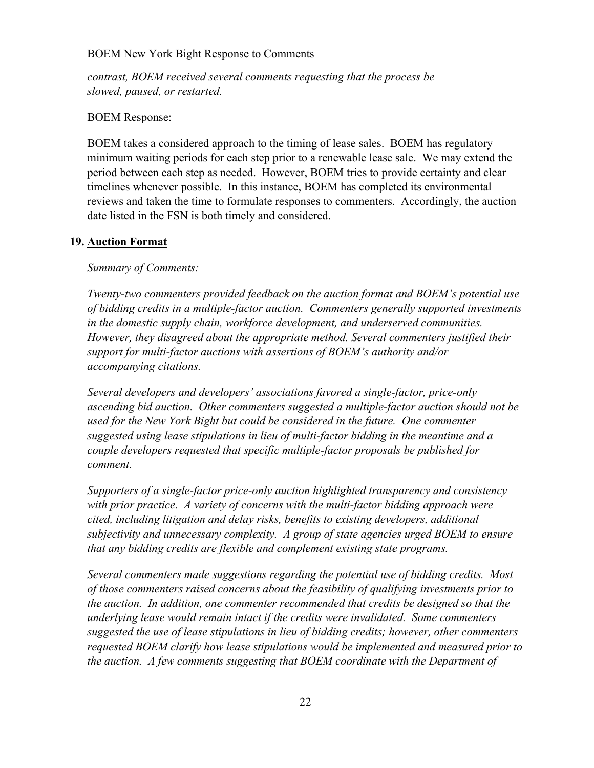*contrast, BOEM received several comments requesting that the process be slowed, paused, or restarted.*

BOEM Response:

BOEM takes a considered approach to the timing of lease sales. BOEM has regulatory minimum waiting periods for each step prior to a renewable lease sale. We may extend the period between each step as needed. However, BOEM tries to provide certainty and clear timelines whenever possible. In this instance, BOEM has completed its environmental reviews and taken the time to formulate responses to commenters. Accordingly, the auction date listed in the FSN is both timely and considered.

## 19. Auction Format

*Summary of Comments:*

*Twenty-two commenters provided feedback on the auction format and BOEM's potential use of bidding credits in a multiple-factor auction. Commenters generally supported investments in the domestic supply chain, workforce development, and underserved communities. However, they disagreed about the appropriate method. Several commenters justified their support for multi-factor auctions with assertions of BOEM's authority and/or accompanying citations.*

*Several developers and developers' associations favored a single-factor, price-only ascending bid auction. Other commenters suggested a multiple-factor auction should not be used for the New York Bight but could be considered in the future. One commenter suggested using lease stipulations in lieu of multi-factor bidding in the meantime and a couple developers requested that specific multiple-factor proposals be published for comment.*

*Supporters of a single-factor price-only auction highlighted transparency and consistency with prior practice. A variety of concerns with the multi-factor bidding approach were cited, including litigation and delay risks, benefits to existing developers, additional subjectivity and unnecessary complexity. A group of state agencies urged BOEM to ensure that any bidding credits are flexible and complement existing state programs.*

*Several commenters made suggestions regarding the potential use of bidding credits. Most of those commenters raised concerns about the feasibility of qualifying investments prior to the auction. In addition, one commenter recommended that credits be designed so that the underlying lease would remain intact if the credits were invalidated. Some commenters suggested the use of lease stipulations in lieu of bidding credits; however, other commenters requested BOEM clarify how lease stipulations would be implemented and measured prior to the auction. A few comments suggesting that BOEM coordinate with the Department of*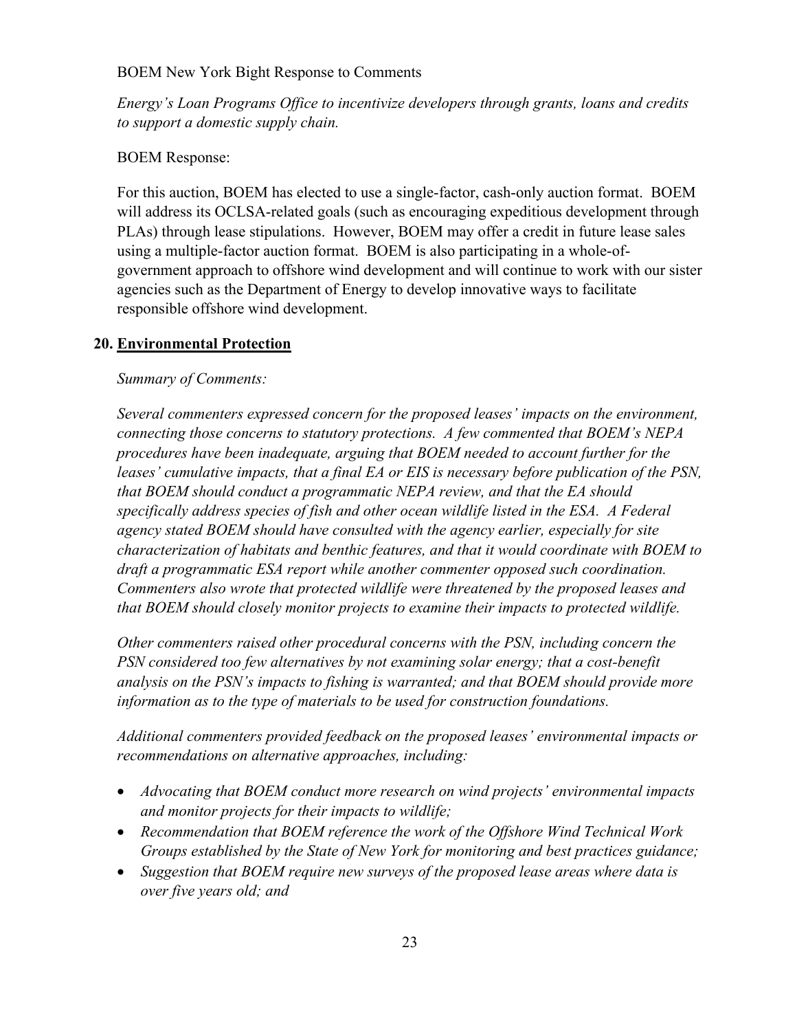*Energy's Loan Programs Office to incentivize developers through grants, loans and credits to support a domestic supply chain.*

BOEM Response:

For this auction, BOEM has elected to use a single-factor, cash-only auction format. BOEM will address its OCLSA-related goals (such as encouraging expeditious development through PLAs) through lease stipulations. However, BOEM may offer a credit in future lease sales using a multiple-factor auction format. BOEM is also participating in a whole-of-government approach to offshore wind development and will continue to work with our sister agencies such as the Department of Energy to develop innovative ways to facilitate responsible offshore wind development.

## 20. Environmental Protection

*Summary of Comments:*

*Several commenters expressed concern for the proposed leases' impacts on the environment, connecting those concerns to statutory protections. A few commented that BOEM's NEPA procedures have been inadequate, arguing that BOEM needed to account further for the leases' cumulative impacts, that a final EA or EIS is necessary before publication of the PSN, that BOEM should conduct a programmatic NEPA review, and that the EA should specifically address species of fish and other ocean wildlife listed in the ESA. A Federal agency stated BOEM should have consulted with the agency earlier, especially for site characterization of habitats and benthic features, and that it would coordinate with BOEM to draft a programmatic ESA report while another commenter opposed such coordination. Commenters also wrote that protected wildlife were threatened by the proposed leases and that BOEM should closely monitor projects to examine their impacts to protected wildlife.*

*Other commenters raised other procedural concerns with the PSN, including concern the PSN considered too few alternatives by not examining solar energy; that a cost-benefit analysis on the PSN's impacts to fishing is warranted; and that BOEM should provide more information as to the type of materials to be used for construction foundations.*

*Additional commenters provided feedback on the proposed leases' environmental impacts or recommendations on alternative approaches, including:*

- *Advocating that BOEM conduct more research on wind projects' environmental impacts and monitor projects for their impacts to wildlife;*
- *Recommendation that BOEM reference the work of the Offshore Wind Technical Work Groups established by the State of New York for monitoring and best practices guidance;*
- *Suggestion that BOEM require new surveys of the proposed lease areas where data is over five years old; and*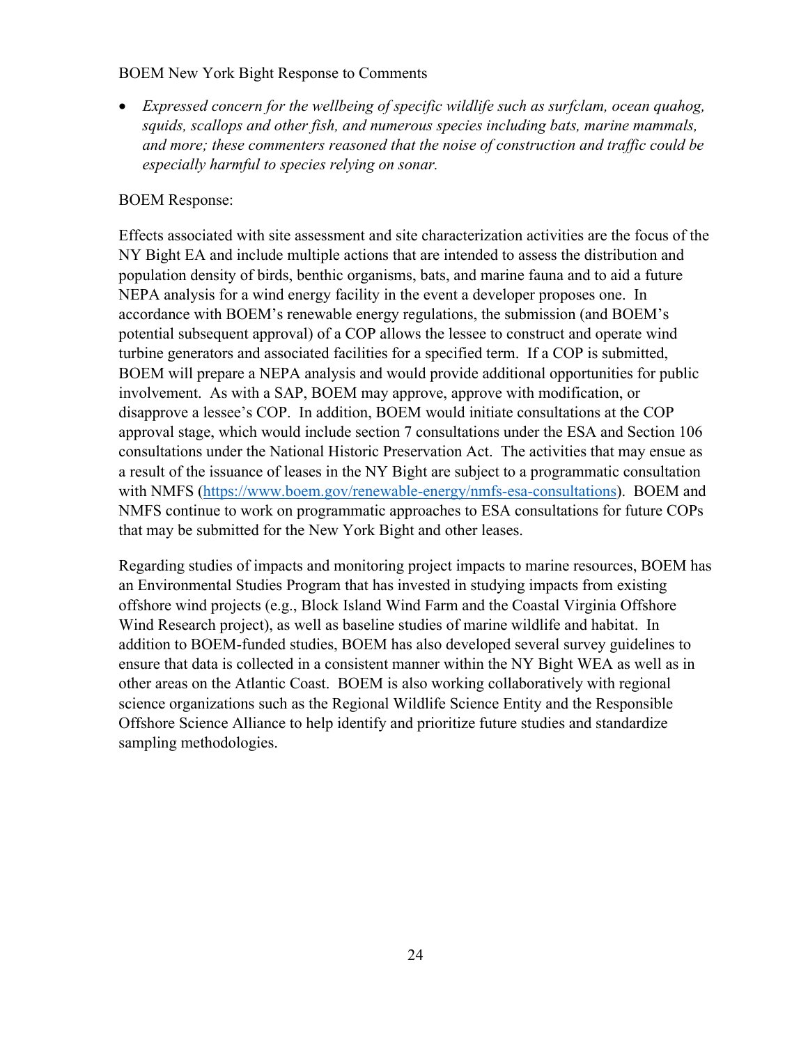- *Expressed concern for the wellbeing of specific wildlife such as surfclam, ocean quahog, squids, scallops and other fish, and numerous species including bats, marine mammals, and more; these commenters reasoned that the noise of construction and traffic could be especially harmful to species relying on sonar.*

BOEM Response:

Effects associated with site assessment and site characterization activities are the focus of the NY Bight EA and include multiple actions that are intended to assess the distribution and population density of birds, benthic organisms, bats, and marine fauna and to aid a future NEPA analysis for a wind energy facility in the event a developer proposes one. In accordance with BOEM's renewable energy regulations, the submission (and BOEM's potential subsequent approval) of a COP allows the lessee to construct and operate wind turbine generators and associated facilities for a specified term. If a COP is submitted, BOEM will prepare a NEPA analysis and would provide additional opportunities for public involvement. As with a SAP, BOEM may approve, approve with modification, or disapprove a lessee's COP. In addition, BOEM would initiate consultations at the COP approval stage, which would include section 7 consultations under the ESA and Section 106 consultations under the National Historic Preservation Act. The activities that may ensue as a result of the issuance of leases in the NY Bight are subject to a programmatic consultation with NMFS (https://www.boem.gov/renewable-energy/nmfs-esa-consultations). BOEM and NMFS continue to work on programmatic approaches to ESA consultations for future COPs that may be submitted for the New York Bight and other leases.

Regarding studies of impacts and monitoring project impacts to marine resources, BOEM has an Environmental Studies Program that has invested in studying impacts from existing offshore wind projects (e.g., Block Island Wind Farm and the Coastal Virginia Offshore Wind Research project), as well as baseline studies of marine wildlife and habitat. In addition to BOEM-funded studies, BOEM has also developed several survey guidelines to ensure that data is collected in a consistent manner within the NY Bight WEA as well as in other areas on the Atlantic Coast. BOEM is also working collaboratively with regional science organizations such as the Regional Wildlife Science Entity and the Responsible Offshore Science Alliance to help identify and prioritize future studies and standardize sampling methodologies.